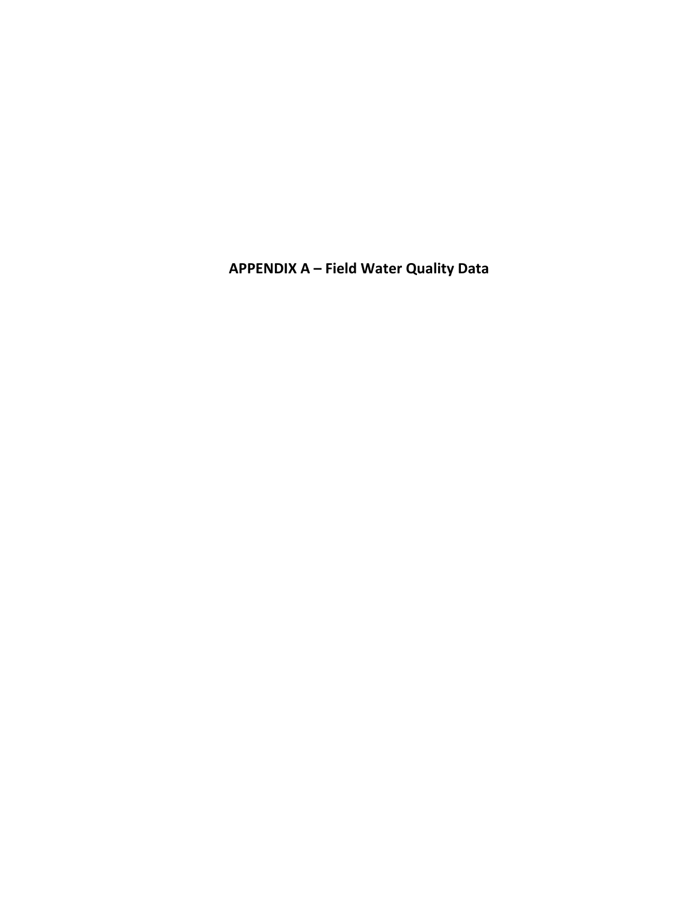# APPENDIX A – Field Water Quality Data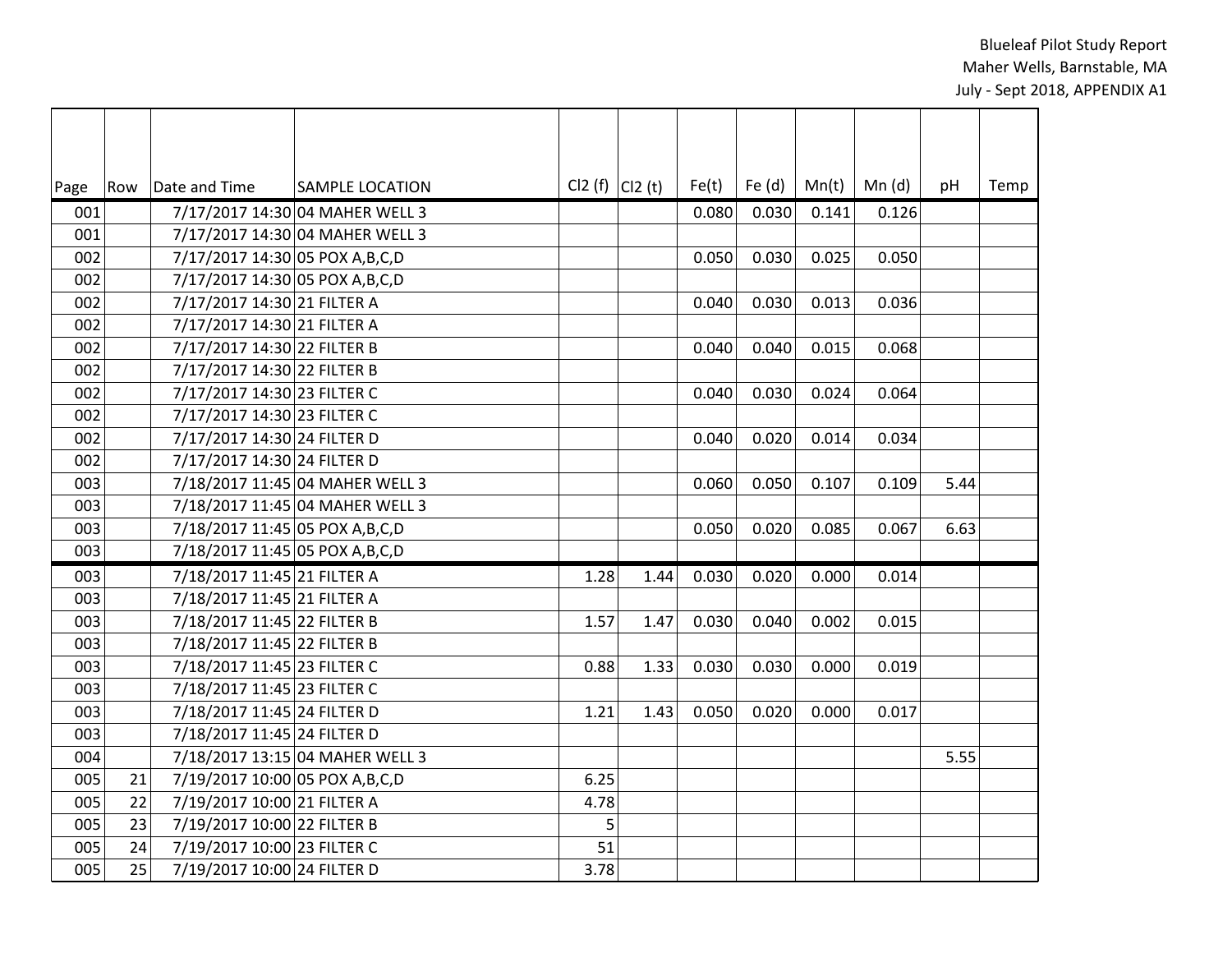| Page | Row | Date and Time | SAMPLE LOCATION | Cl2 (f) | Cl2 (t) | Fe(t) | Fe (d) | Mn(t) | Mn (d) | pH | Temp |
|---|---|---|---|---|---|---|---|---|---|---|---|
| 001 | | 7/17/2017 14:30 | 04 MAHER WELL 3 | | | 0.080 | 0.030 | 0.141 | 0.126 | | |
| 001 | | 7/17/2017 14:30 | 04 MAHER WELL 3 | | | | | | | | |
| 002 | | 7/17/2017 14:30 | 05 POX A,B,C,D | | | 0.050 | 0.030 | 0.025 | 0.050 | | |
| 002 | | 7/17/2017 14:30 | 05 POX A,B,C,D | | | | | | | | |
| 002 | | 7/17/2017 14:30 | 21 FILTER A | | | 0.040 | 0.030 | 0.013 | 0.036 | | |
| 002 | | 7/17/2017 14:30 | 21 FILTER A | | | | | | | | |
| 002 | | 7/17/2017 14:30 | 22 FILTER B | | | 0.040 | 0.040 | 0.015 | 0.068 | | |
| 002 | | 7/17/2017 14:30 | 22 FILTER B | | | | | | | | |
| 002 | | 7/17/2017 14:30 | 23 FILTER C | | | 0.040 | 0.030 | 0.024 | 0.064 | | |
| 002 | | 7/17/2017 14:30 | 23 FILTER C | | | | | | | | |
| 002 | | 7/17/2017 14:30 | 24 FILTER D | | | 0.040 | 0.020 | 0.014 | 0.034 | | |
| 002 | | 7/17/2017 14:30 | 24 FILTER D | | | | | | | | |
| 003 | | 7/18/2017 11:45 | 04 MAHER WELL 3 | | | 0.060 | 0.050 | 0.107 | 0.109 | 5.44 | |
| 003 | | 7/18/2017 11:45 | 04 MAHER WELL 3 | | | | | | | | |
| 003 | | 7/18/2017 11:45 | 05 POX A,B,C,D | | | 0.050 | 0.020 | 0.085 | 0.067 | 6.63 | |
| 003 | | 7/18/2017 11:45 | 05 POX A,B,C,D | | | | | | | | |
| 003 | | 7/18/2017 11:45 | 21 FILTER A | 1.28 | 1.44 | 0.030 | 0.020 | 0.000 | 0.014 | | |
| 003 | | 7/18/2017 11:45 | 21 FILTER A | | | | | | | | |
| 003 | | 7/18/2017 11:45 | 22 FILTER B | 1.57 | 1.47 | 0.030 | 0.040 | 0.002 | 0.015 | | |
| 003 | | 7/18/2017 11:45 | 22 FILTER B | | | | | | | | |
| 003 | | 7/18/2017 11:45 | 23 FILTER C | 0.88 | 1.33 | 0.030 | 0.030 | 0.000 | 0.019 | | |
| 003 | | 7/18/2017 11:45 | 23 FILTER C | | | | | | | | |
| 003 | | 7/18/2017 11:45 | 24 FILTER D | 1.21 | 1.43 | 0.050 | 0.020 | 0.000 | 0.017 | | |
| 003 | | 7/18/2017 11:45 | 24 FILTER D | | | | | | | | |
| 004 | | 7/18/2017 13:15 | 04 MAHER WELL 3 | | | | | | | 5.55 | |
| 005 | 21 | 7/19/2017 10:00 | 05 POX A,B,C,D | 6.25 | | | | | | | |
| 005 | 22 | 7/19/2017 10:00 | 21 FILTER A | 4.78 | | | | | | | |
| 005 | 23 | 7/19/2017 10:00 | 22 FILTER B | 5 | | | | | | | |
| 005 | 24 | 7/19/2017 10:00 | 23 FILTER C | 51 | | | | | | | |
| 005 | 25 | 7/19/2017 10:00 | 24 FILTER D | 3.78 | | | | | | | |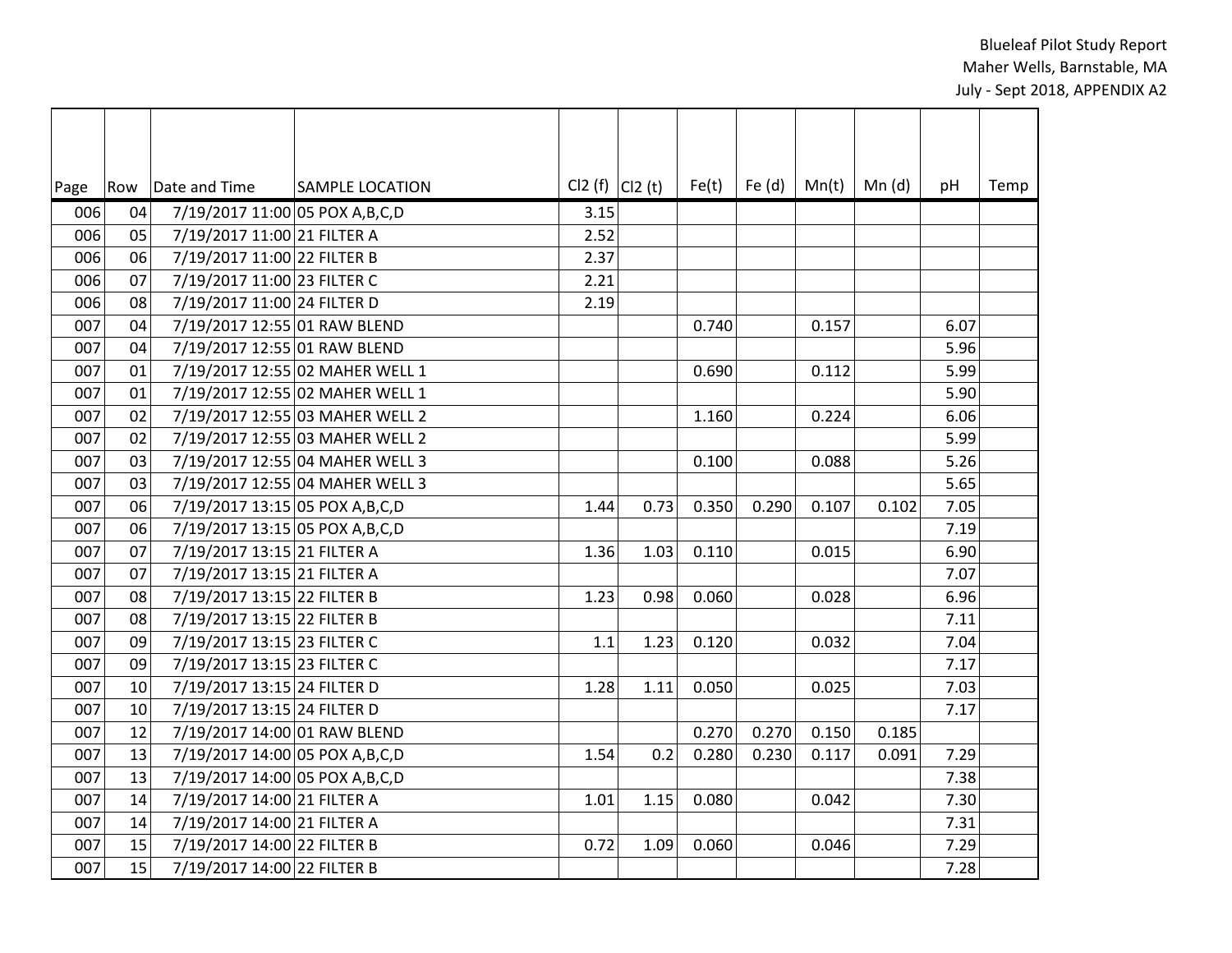Blueleaf Pilot Study Report
Maher Wells, Barnstable, MA
July - Sept 2018, APPENDIX A2

| Page | Row | Date and Time | SAMPLE LOCATION | Cl2 (f) | Cl2 (t) | Fe(t) | Fe (d) | Mn(t) | Mn (d) | pH | Temp |
|---|---|---|---|---|---|---|---|---|---|---|---|
| 006 | 04 | 7/19/2017 11:00 | 05 POX A,B,C,D | 3.15 | | | | | | | |
| 006 | 05 | 7/19/2017 11:00 | 21 FILTER A | 2.52 | | | | | | | |
| 006 | 06 | 7/19/2017 11:00 | 22 FILTER B | 2.37 | | | | | | | |
| 006 | 07 | 7/19/2017 11:00 | 23 FILTER C | 2.21 | | | | | | | |
| 006 | 08 | 7/19/2017 11:00 | 24 FILTER D | 2.19 | | | | | | | |
| 007 | 04 | 7/19/2017 12:55 | 01 RAW BLEND | | | 0.740 | | 0.157 | | 6.07 | |
| 007 | 04 | 7/19/2017 12:55 | 01 RAW BLEND | | | | | | | 5.96 | |
| 007 | 01 | 7/19/2017 12:55 | 02 MAHER WELL 1 | | | 0.690 | | 0.112 | | 5.99 | |
| 007 | 01 | 7/19/2017 12:55 | 02 MAHER WELL 1 | | | | | | | 5.90 | |
| 007 | 02 | 7/19/2017 12:55 | 03 MAHER WELL 2 | | | 1.160 | | 0.224 | | 6.06 | |
| 007 | 02 | 7/19/2017 12:55 | 03 MAHER WELL 2 | | | | | | | 5.99 | |
| 007 | 03 | 7/19/2017 12:55 | 04 MAHER WELL 3 | | | 0.100 | | 0.088 | | 5.26 | |
| 007 | 03 | 7/19/2017 12:55 | 04 MAHER WELL 3 | | | | | | | 5.65 | |
| 007 | 06 | 7/19/2017 13:15 | 05 POX A,B,C,D | 1.44 | 0.73 | 0.350 | 0.290 | 0.107 | 0.102 | 7.05 | |
| 007 | 06 | 7/19/2017 13:15 | 05 POX A,B,C,D | | | | | | | 7.19 | |
| 007 | 07 | 7/19/2017 13:15 | 21 FILTER A | 1.36 | 1.03 | 0.110 | | 0.015 | | 6.90 | |
| 007 | 07 | 7/19/2017 13:15 | 21 FILTER A | | | | | | | 7.07 | |
| 007 | 08 | 7/19/2017 13:15 | 22 FILTER B | 1.23 | 0.98 | 0.060 | | 0.028 | | 6.96 | |
| 007 | 08 | 7/19/2017 13:15 | 22 FILTER B | | | | | | | 7.11 | |
| 007 | 09 | 7/19/2017 13:15 | 23 FILTER C | 1.1 | 1.23 | 0.120 | | 0.032 | | 7.04 | |
| 007 | 09 | 7/19/2017 13:15 | 23 FILTER C | | | | | | | 7.17 | |
| 007 | 10 | 7/19/2017 13:15 | 24 FILTER D | 1.28 | 1.11 | 0.050 | | 0.025 | | 7.03 | |
| 007 | 10 | 7/19/2017 13:15 | 24 FILTER D | | | | | | | 7.17 | |
| 007 | 12 | 7/19/2017 14:00 | 01 RAW BLEND | | | 0.270 | 0.270 | 0.150 | 0.185 | | |
| 007 | 13 | 7/19/2017 14:00 | 05 POX A,B,C,D | 1.54 | 0.2 | 0.280 | 0.230 | 0.117 | 0.091 | 7.29 | |
| 007 | 13 | 7/19/2017 14:00 | 05 POX A,B,C,D | | | | | | | 7.38 | |
| 007 | 14 | 7/19/2017 14:00 | 21 FILTER A | 1.01 | 1.15 | 0.080 | | 0.042 | | 7.30 | |
| 007 | 14 | 7/19/2017 14:00 | 21 FILTER A | | | | | | | 7.31 | |
| 007 | 15 | 7/19/2017 14:00 | 22 FILTER B | 0.72 | 1.09 | 0.060 | | 0.046 | | 7.29 | |
| 007 | 15 | 7/19/2017 14:00 | 22 FILTER B | | | | | | | 7.28 | |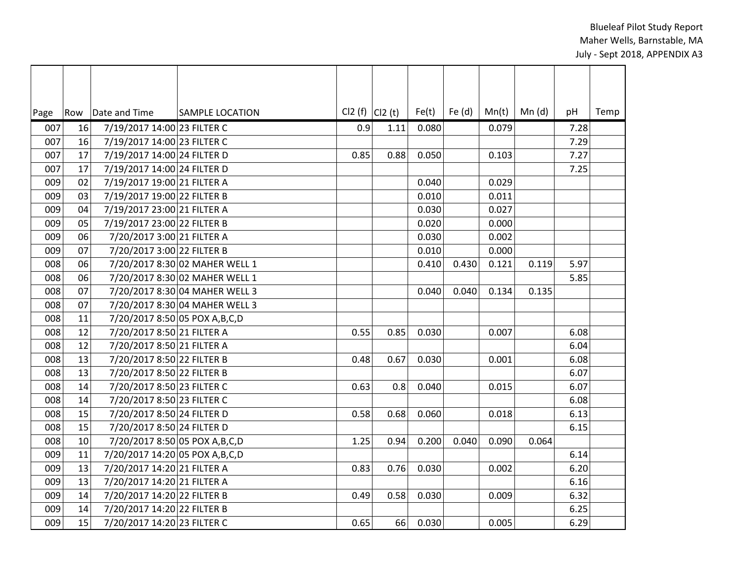| Page | Row | Date and Time | SAMPLE LOCATION | Cl2 (f) | Cl2 (t) | Fe(t) | Fe (d) | Mn(t) | Mn (d) | pH | Temp |
|---|---|---|---|---|---|---|---|---|---|---|---|
| 007 | 16 | 7/19/2017 14:00 | 23 FILTER C | 0.9 | 1.11 | 0.080 | | 0.079 | | 7.28 | |
| 007 | 16 | 7/19/2017 14:00 | 23 FILTER C | | | | | | | 7.29 | |
| 007 | 17 | 7/19/2017 14:00 | 24 FILTER D | 0.85 | 0.88 | 0.050 | | 0.103 | | 7.27 | |
| 007 | 17 | 7/19/2017 14:00 | 24 FILTER D | | | | | | | 7.25 | |
| 009 | 02 | 7/19/2017 19:00 | 21 FILTER A | | | 0.040 | | 0.029 | | | |
| 009 | 03 | 7/19/2017 19:00 | 22 FILTER B | | | 0.010 | | 0.011 | | | |
| 009 | 04 | 7/19/2017 23:00 | 21 FILTER A | | | 0.030 | | 0.027 | | | |
| 009 | 05 | 7/19/2017 23:00 | 22 FILTER B | | | 0.020 | | 0.000 | | | |
| 009 | 06 | 7/20/2017 3:00 | 21 FILTER A | | | 0.030 | | 0.002 | | | |
| 009 | 07 | 7/20/2017 3:00 | 22 FILTER B | | | 0.010 | | 0.000 | | | |
| 008 | 06 | 7/20/2017 8:30 | 02 MAHER WELL 1 | | | 0.410 | 0.430 | 0.121 | 0.119 | 5.97 | |
| 008 | 06 | 7/20/2017 8:30 | 02 MAHER WELL 1 | | | | | | | 5.85 | |
| 008 | 07 | 7/20/2017 8:30 | 04 MAHER WELL 3 | | | 0.040 | 0.040 | 0.134 | 0.135 | | |
| 008 | 07 | 7/20/2017 8:30 | 04 MAHER WELL 3 | | | | | | | | |
| 008 | 11 | 7/20/2017 8:50 | 05 POX A,B,C,D | | | | | | | | |
| 008 | 12 | 7/20/2017 8:50 | 21 FILTER A | 0.55 | 0.85 | 0.030 | | 0.007 | | 6.08 | |
| 008 | 12 | 7/20/2017 8:50 | 21 FILTER A | | | | | | | 6.04 | |
| 008 | 13 | 7/20/2017 8:50 | 22 FILTER B | 0.48 | 0.67 | 0.030 | | 0.001 | | 6.08 | |
| 008 | 13 | 7/20/2017 8:50 | 22 FILTER B | | | | | | | 6.07 | |
| 008 | 14 | 7/20/2017 8:50 | 23 FILTER C | 0.63 | 0.8 | 0.040 | | 0.015 | | 6.07 | |
| 008 | 14 | 7/20/2017 8:50 | 23 FILTER C | | | | | | | 6.08 | |
| 008 | 15 | 7/20/2017 8:50 | 24 FILTER D | 0.58 | 0.68 | 0.060 | | 0.018 | | 6.13 | |
| 008 | 15 | 7/20/2017 8:50 | 24 FILTER D | | | | | | | 6.15 | |
| 008 | 10 | 7/20/2017 8:50 | 05 POX A,B,C,D | 1.25 | 0.94 | 0.200 | 0.040 | 0.090 | 0.064 | | |
| 009 | 11 | 7/20/2017 14:20 | 05 POX A,B,C,D | | | | | | | 6.14 | |
| 009 | 13 | 7/20/2017 14:20 | 21 FILTER A | 0.83 | 0.76 | 0.030 | | 0.002 | | 6.20 | |
| 009 | 13 | 7/20/2017 14:20 | 21 FILTER A | | | | | | | 6.16 | |
| 009 | 14 | 7/20/2017 14:20 | 22 FILTER B | 0.49 | 0.58 | 0.030 | | 0.009 | | 6.32 | |
| 009 | 14 | 7/20/2017 14:20 | 22 FILTER B | | | | | | | 6.25 | |
| 009 | 15 | 7/20/2017 14:20 | 23 FILTER C | 0.65 | 66 | 0.030 | | 0.005 | | 6.29 | |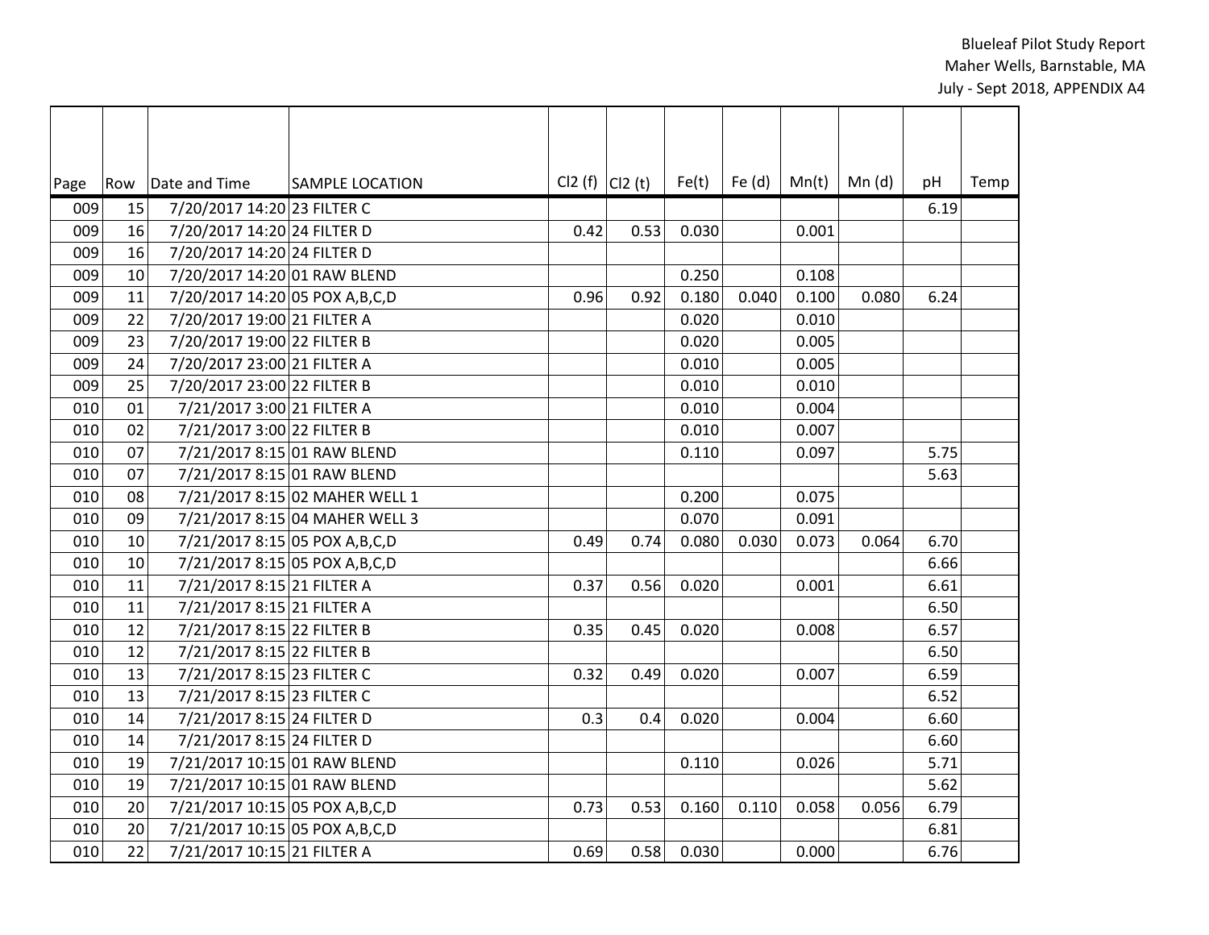| Page | Row | Date and Time | SAMPLE LOCATION | Cl2 (f) | Cl2 (t) | Fe(t) | Fe (d) | Mn(t) | Mn (d) | pH | Temp |
|---|---|---|---|---|---|---|---|---|---|---|---|
| 009 | 15 | 7/20/2017 14:20 | 23 FILTER C | | | | | | | 6.19 | |
| 009 | 16 | 7/20/2017 14:20 | 24 FILTER D | 0.42 | 0.53 | 0.030 | | 0.001 | | | |
| 009 | 16 | 7/20/2017 14:20 | 24 FILTER D | | | | | | | | |
| 009 | 10 | 7/20/2017 14:20 | 01 RAW BLEND | | | 0.250 | | 0.108 | | | |
| 009 | 11 | 7/20/2017 14:20 | 05 POX A,B,C,D | 0.96 | 0.92 | 0.180 | 0.040 | 0.100 | 0.080 | 6.24 | |
| 009 | 22 | 7/20/2017 19:00 | 21 FILTER A | | | 0.020 | | 0.010 | | | |
| 009 | 23 | 7/20/2017 19:00 | 22 FILTER B | | | 0.020 | | 0.005 | | | |
| 009 | 24 | 7/20/2017 23:00 | 21 FILTER A | | | 0.010 | | 0.005 | | | |
| 009 | 25 | 7/20/2017 23:00 | 22 FILTER B | | | 0.010 | | 0.010 | | | |
| 010 | 01 | 7/21/2017 3:00 | 21 FILTER A | | | 0.010 | | 0.004 | | | |
| 010 | 02 | 7/21/2017 3:00 | 22 FILTER B | | | 0.010 | | 0.007 | | | |
| 010 | 07 | 7/21/2017 8:15 | 01 RAW BLEND | | | 0.110 | | 0.097 | | 5.75 | |
| 010 | 07 | 7/21/2017 8:15 | 01 RAW BLEND | | | | | | | 5.63 | |
| 010 | 08 | 7/21/2017 8:15 | 02 MAHER WELL 1 | | | 0.200 | | 0.075 | | | |
| 010 | 09 | 7/21/2017 8:15 | 04 MAHER WELL 3 | | | 0.070 | | 0.091 | | | |
| 010 | 10 | 7/21/2017 8:15 | 05 POX A,B,C,D | 0.49 | 0.74 | 0.080 | 0.030 | 0.073 | 0.064 | 6.70 | |
| 010 | 10 | 7/21/2017 8:15 | 05 POX A,B,C,D | | | | | | | 6.66 | |
| 010 | 11 | 7/21/2017 8:15 | 21 FILTER A | 0.37 | 0.56 | 0.020 | | 0.001 | | 6.61 | |
| 010 | 11 | 7/21/2017 8:15 | 21 FILTER A | | | | | | | 6.50 | |
| 010 | 12 | 7/21/2017 8:15 | 22 FILTER B | 0.35 | 0.45 | 0.020 | | 0.008 | | 6.57 | |
| 010 | 12 | 7/21/2017 8:15 | 22 FILTER B | | | | | | | 6.50 | |
| 010 | 13 | 7/21/2017 8:15 | 23 FILTER C | 0.32 | 0.49 | 0.020 | | 0.007 | | 6.59 | |
| 010 | 13 | 7/21/2017 8:15 | 23 FILTER C | | | | | | | 6.52 | |
| 010 | 14 | 7/21/2017 8:15 | 24 FILTER D | 0.3 | 0.4 | 0.020 | | 0.004 | | 6.60 | |
| 010 | 14 | 7/21/2017 8:15 | 24 FILTER D | | | | | | | 6.60 | |
| 010 | 19 | 7/21/2017 10:15 | 01 RAW BLEND | | | 0.110 | | 0.026 | | 5.71 | |
| 010 | 19 | 7/21/2017 10:15 | 01 RAW BLEND | | | | | | | 5.62 | |
| 010 | 20 | 7/21/2017 10:15 | 05 POX A,B,C,D | 0.73 | 0.53 | 0.160 | 0.110 | 0.058 | 0.056 | 6.79 | |
| 010 | 20 | 7/21/2017 10:15 | 05 POX A,B,C,D | | | | | | | 6.81 | |
| 010 | 22 | 7/21/2017 10:15 | 21 FILTER A | 0.69 | 0.58 | 0.030 | | 0.000 | | 6.76 | |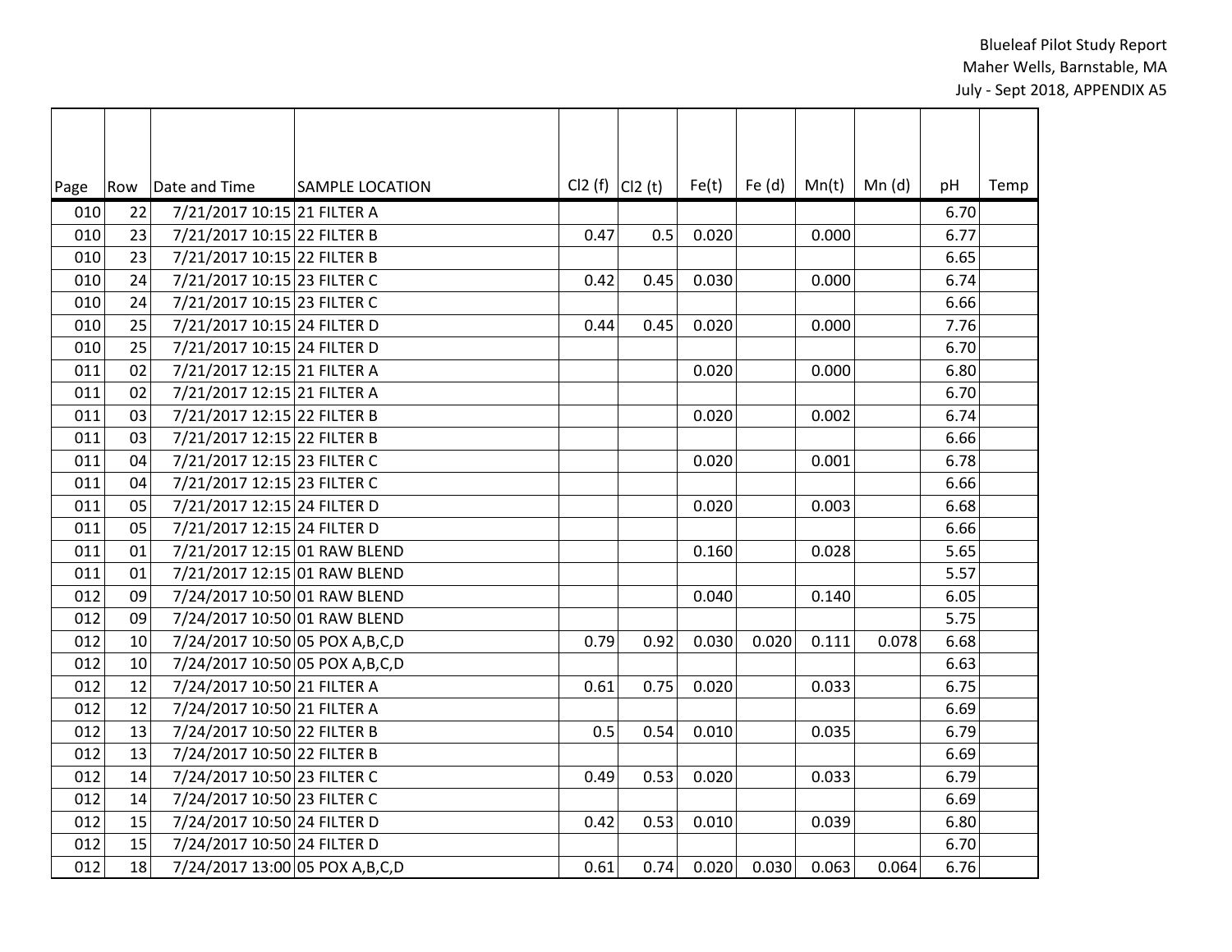| Page | Row | Date and Time | SAMPLE LOCATION | Cl2 (f) | Cl2 (t) | Fe(t) | Fe (d) | Mn(t) | Mn (d) | pH | Temp |
|---|---|---|---|---|---|---|---|---|---|---|---|
| 010 | 22 | 7/21/2017 10:15 | 21 FILTER A | | | | | | | 6.70 | |
| 010 | 23 | 7/21/2017 10:15 | 22 FILTER B | 0.47 | 0.5 | 0.020 | | 0.000 | | 6.77 | |
| 010 | 23 | 7/21/2017 10:15 | 22 FILTER B | | | | | | | 6.65 | |
| 010 | 24 | 7/21/2017 10:15 | 23 FILTER C | 0.42 | 0.45 | 0.030 | | 0.000 | | 6.74 | |
| 010 | 24 | 7/21/2017 10:15 | 23 FILTER C | | | | | | | 6.66 | |
| 010 | 25 | 7/21/2017 10:15 | 24 FILTER D | 0.44 | 0.45 | 0.020 | | 0.000 | | 7.76 | |
| 010 | 25 | 7/21/2017 10:15 | 24 FILTER D | | | | | | | 6.70 | |
| 011 | 02 | 7/21/2017 12:15 | 21 FILTER A | | | 0.020 | | 0.000 | | 6.80 | |
| 011 | 02 | 7/21/2017 12:15 | 21 FILTER A | | | | | | | 6.70 | |
| 011 | 03 | 7/21/2017 12:15 | 22 FILTER B | | | 0.020 | | 0.002 | | 6.74 | |
| 011 | 03 | 7/21/2017 12:15 | 22 FILTER B | | | | | | | 6.66 | |
| 011 | 04 | 7/21/2017 12:15 | 23 FILTER C | | | 0.020 | | 0.001 | | 6.78 | |
| 011 | 04 | 7/21/2017 12:15 | 23 FILTER C | | | | | | | 6.66 | |
| 011 | 05 | 7/21/2017 12:15 | 24 FILTER D | | | 0.020 | | 0.003 | | 6.68 | |
| 011 | 05 | 7/21/2017 12:15 | 24 FILTER D | | | | | | | 6.66 | |
| 011 | 01 | 7/21/2017 12:15 | 01 RAW BLEND | | | 0.160 | | 0.028 | | 5.65 | |
| 011 | 01 | 7/21/2017 12:15 | 01 RAW BLEND | | | | | | | 5.57 | |
| 012 | 09 | 7/24/2017 10:50 | 01 RAW BLEND | | | 0.040 | | 0.140 | | 6.05 | |
| 012 | 09 | 7/24/2017 10:50 | 01 RAW BLEND | | | | | | | 5.75 | |
| 012 | 10 | 7/24/2017 10:50 | 05 POX A,B,C,D | 0.79 | 0.92 | 0.030 | 0.020 | 0.111 | 0.078 | 6.68 | |
| 012 | 10 | 7/24/2017 10:50 | 05 POX A,B,C,D | | | | | | | 6.63 | |
| 012 | 12 | 7/24/2017 10:50 | 21 FILTER A | 0.61 | 0.75 | 0.020 | | 0.033 | | 6.75 | |
| 012 | 12 | 7/24/2017 10:50 | 21 FILTER A | | | | | | | 6.69 | |
| 012 | 13 | 7/24/2017 10:50 | 22 FILTER B | 0.5 | 0.54 | 0.010 | | 0.035 | | 6.79 | |
| 012 | 13 | 7/24/2017 10:50 | 22 FILTER B | | | | | | | 6.69 | |
| 012 | 14 | 7/24/2017 10:50 | 23 FILTER C | 0.49 | 0.53 | 0.020 | | 0.033 | | 6.79 | |
| 012 | 14 | 7/24/2017 10:50 | 23 FILTER C | | | | | | | 6.69 | |
| 012 | 15 | 7/24/2017 10:50 | 24 FILTER D | 0.42 | 0.53 | 0.010 | | 0.039 | | 6.80 | |
| 012 | 15 | 7/24/2017 10:50 | 24 FILTER D | | | | | | | 6.70 | |
| 012 | 18 | 7/24/2017 13:00 | 05 POX A,B,C,D | 0.61 | 0.74 | 0.020 | 0.030 | 0.063 | 0.064 | 6.76 | |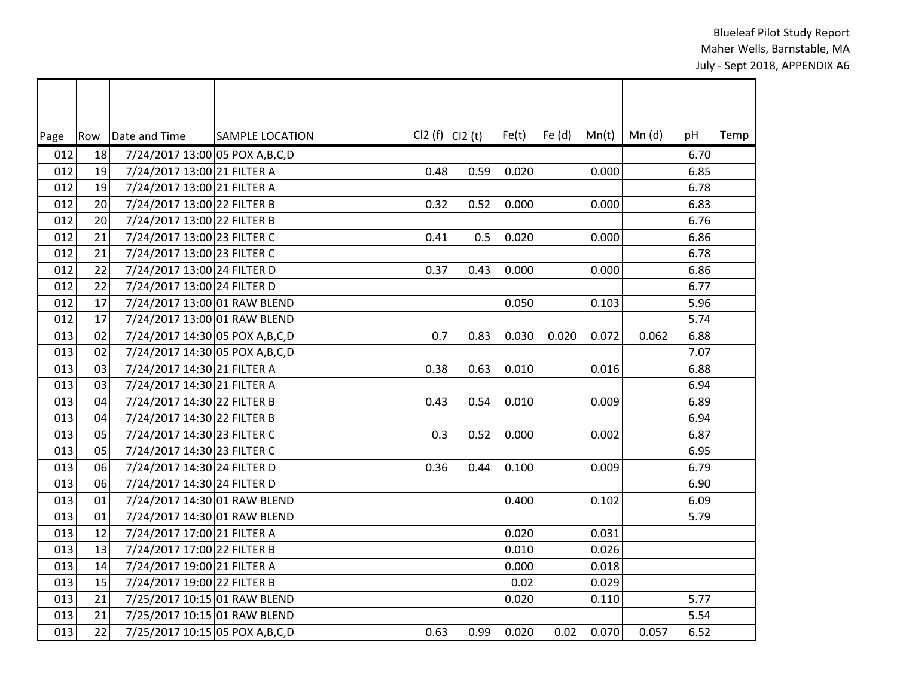Blueleaf Pilot Study Report
Maher Wells, Barnstable, MA
July - Sept 2018, APPENDIX A6

| Page | Row | Date and Time | SAMPLE LOCATION | Cl2 (f) | Cl2 (t) | Fe(t) | Fe (d) | Mn(t) | Mn (d) | pH | Temp |
|---|---|---|---|---|---|---|---|---|---|---|---|
| 012 | 18 | 7/24/2017 13:00 | 05 POX A,B,C,D | | | | | | | 6.70 | |
| 012 | 19 | 7/24/2017 13:00 | 21 FILTER A | 0.48 | 0.59 | 0.020 | | 0.000 | | 6.85 | |
| 012 | 19 | 7/24/2017 13:00 | 21 FILTER A | | | | | | | 6.78 | |
| 012 | 20 | 7/24/2017 13:00 | 22 FILTER B | 0.32 | 0.52 | 0.000 | | 0.000 | | 6.83 | |
| 012 | 20 | 7/24/2017 13:00 | 22 FILTER B | | | | | | | 6.76 | |
| 012 | 21 | 7/24/2017 13:00 | 23 FILTER C | 0.41 | 0.5 | 0.020 | | 0.000 | | 6.86 | |
| 012 | 21 | 7/24/2017 13:00 | 23 FILTER C | | | | | | | 6.78 | |
| 012 | 22 | 7/24/2017 13:00 | 24 FILTER D | 0.37 | 0.43 | 0.000 | | 0.000 | | 6.86 | |
| 012 | 22 | 7/24/2017 13:00 | 24 FILTER D | | | | | | | 6.77 | |
| 012 | 17 | 7/24/2017 13:00 | 01 RAW BLEND | | | 0.050 | | 0.103 | | 5.96 | |
| 012 | 17 | 7/24/2017 13:00 | 01 RAW BLEND | | | | | | | 5.74 | |
| 013 | 02 | 7/24/2017 14:30 | 05 POX A,B,C,D | 0.7 | 0.83 | 0.030 | 0.020 | 0.072 | 0.062 | 6.88 | |
| 013 | 02 | 7/24/2017 14:30 | 05 POX A,B,C,D | | | | | | | 7.07 | |
| 013 | 03 | 7/24/2017 14:30 | 21 FILTER A | 0.38 | 0.63 | 0.010 | | 0.016 | | 6.88 | |
| 013 | 03 | 7/24/2017 14:30 | 21 FILTER A | | | | | | | 6.94 | |
| 013 | 04 | 7/24/2017 14:30 | 22 FILTER B | 0.43 | 0.54 | 0.010 | | 0.009 | | 6.89 | |
| 013 | 04 | 7/24/2017 14:30 | 22 FILTER B | | | | | | | 6.94 | |
| 013 | 05 | 7/24/2017 14:30 | 23 FILTER C | 0.3 | 0.52 | 0.000 | | 0.002 | | 6.87 | |
| 013 | 05 | 7/24/2017 14:30 | 23 FILTER C | | | | | | | 6.95 | |
| 013 | 06 | 7/24/2017 14:30 | 24 FILTER D | 0.36 | 0.44 | 0.100 | | 0.009 | | 6.79 | |
| 013 | 06 | 7/24/2017 14:30 | 24 FILTER D | | | | | | | 6.90 | |
| 013 | 01 | 7/24/2017 14:30 | 01 RAW BLEND | | | 0.400 | | 0.102 | | 6.09 | |
| 013 | 01 | 7/24/2017 14:30 | 01 RAW BLEND | | | | | | | 5.79 | |
| 013 | 12 | 7/24/2017 17:00 | 21 FILTER A | | | 0.020 | | 0.031 | | | |
| 013 | 13 | 7/24/2017 17:00 | 22 FILTER B | | | 0.010 | | 0.026 | | | |
| 013 | 14 | 7/24/2017 19:00 | 21 FILTER A | | | 0.000 | | 0.018 | | | |
| 013 | 15 | 7/24/2017 19:00 | 22 FILTER B | | | 0.02 | | 0.029 | | | |
| 013 | 21 | 7/25/2017 10:15 | 01 RAW BLEND | | | 0.020 | | 0.110 | | 5.77 | |
| 013 | 21 | 7/25/2017 10:15 | 01 RAW BLEND | | | | | | | 5.54 | |
| 013 | 22 | 7/25/2017 10:15 | 05 POX A,B,C,D | 0.63 | 0.99 | 0.020 | 0.02 | 0.070 | 0.057 | 6.52 | |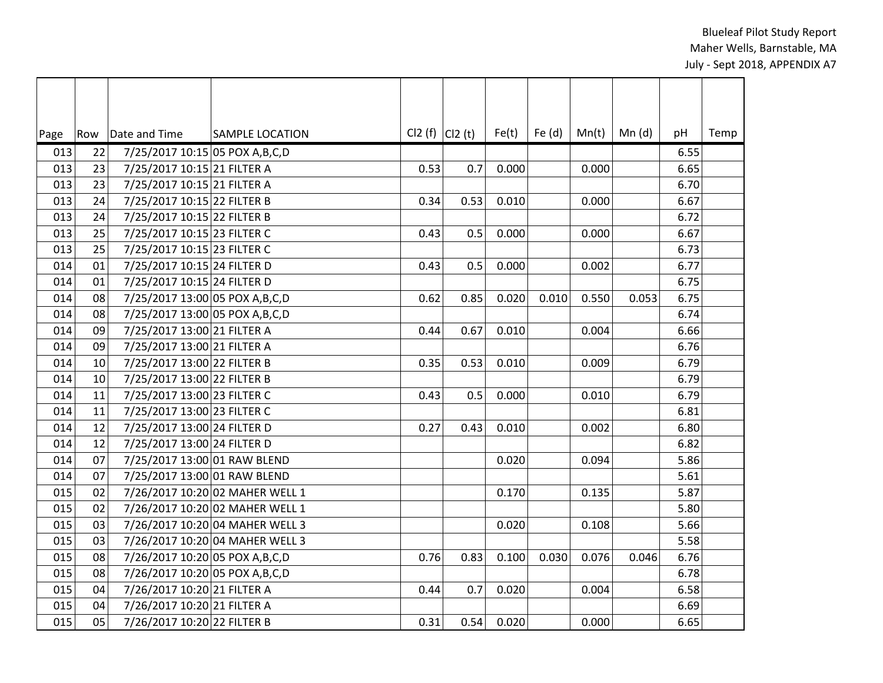| Page | Row | Date and Time | SAMPLE LOCATION | Cl2 (f) | Cl2 (t) | Fe(t) | Fe (d) | Mn(t) | Mn (d) | pH | Temp |
|---|---|---|---|---|---|---|---|---|---|---|---|
| 013 | 22 | 7/25/2017 10:15 | 05 POX A,B,C,D | | | | | | | 6.55 | |
| 013 | 23 | 7/25/2017 10:15 | 21 FILTER A | 0.53 | 0.7 | 0.000 | | 0.000 | | 6.65 | |
| 013 | 23 | 7/25/2017 10:15 | 21 FILTER A | | | | | | | 6.70 | |
| 013 | 24 | 7/25/2017 10:15 | 22 FILTER B | 0.34 | 0.53 | 0.010 | | 0.000 | | 6.67 | |
| 013 | 24 | 7/25/2017 10:15 | 22 FILTER B | | | | | | | 6.72 | |
| 013 | 25 | 7/25/2017 10:15 | 23 FILTER C | 0.43 | 0.5 | 0.000 | | 0.000 | | 6.67 | |
| 013 | 25 | 7/25/2017 10:15 | 23 FILTER C | | | | | | | 6.73 | |
| 014 | 01 | 7/25/2017 10:15 | 24 FILTER D | 0.43 | 0.5 | 0.000 | | 0.002 | | 6.77 | |
| 014 | 01 | 7/25/2017 10:15 | 24 FILTER D | | | | | | | 6.75 | |
| 014 | 08 | 7/25/2017 13:00 | 05 POX A,B,C,D | 0.62 | 0.85 | 0.020 | 0.010 | 0.550 | 0.053 | 6.75 | |
| 014 | 08 | 7/25/2017 13:00 | 05 POX A,B,C,D | | | | | | | 6.74 | |
| 014 | 09 | 7/25/2017 13:00 | 21 FILTER A | 0.44 | 0.67 | 0.010 | | 0.004 | | 6.66 | |
| 014 | 09 | 7/25/2017 13:00 | 21 FILTER A | | | | | | | 6.76 | |
| 014 | 10 | 7/25/2017 13:00 | 22 FILTER B | 0.35 | 0.53 | 0.010 | | 0.009 | | 6.79 | |
| 014 | 10 | 7/25/2017 13:00 | 22 FILTER B | | | | | | | 6.79 | |
| 014 | 11 | 7/25/2017 13:00 | 23 FILTER C | 0.43 | 0.5 | 0.000 | | 0.010 | | 6.79 | |
| 014 | 11 | 7/25/2017 13:00 | 23 FILTER C | | | | | | | 6.81 | |
| 014 | 12 | 7/25/2017 13:00 | 24 FILTER D | 0.27 | 0.43 | 0.010 | | 0.002 | | 6.80 | |
| 014 | 12 | 7/25/2017 13:00 | 24 FILTER D | | | | | | | 6.82 | |
| 014 | 07 | 7/25/2017 13:00 | 01 RAW BLEND | | | 0.020 | | 0.094 | | 5.86 | |
| 014 | 07 | 7/25/2017 13:00 | 01 RAW BLEND | | | | | | | 5.61 | |
| 015 | 02 | 7/26/2017 10:20 | 02 MAHER WELL 1 | | | 0.170 | | 0.135 | | 5.87 | |
| 015 | 02 | 7/26/2017 10:20 | 02 MAHER WELL 1 | | | | | | | 5.80 | |
| 015 | 03 | 7/26/2017 10:20 | 04 MAHER WELL 3 | | | 0.020 | | 0.108 | | 5.66 | |
| 015 | 03 | 7/26/2017 10:20 | 04 MAHER WELL 3 | | | | | | | 5.58 | |
| 015 | 08 | 7/26/2017 10:20 | 05 POX A,B,C,D | 0.76 | 0.83 | 0.100 | 0.030 | 0.076 | 0.046 | 6.76 | |
| 015 | 08 | 7/26/2017 10:20 | 05 POX A,B,C,D | | | | | | | 6.78 | |
| 015 | 04 | 7/26/2017 10:20 | 21 FILTER A | 0.44 | 0.7 | 0.020 | | 0.004 | | 6.58 | |
| 015 | 04 | 7/26/2017 10:20 | 21 FILTER A | | | | | | | 6.69 | |
| 015 | 05 | 7/26/2017 10:20 | 22 FILTER B | 0.31 | 0.54 | 0.020 | | 0.000 | | 6.65 | |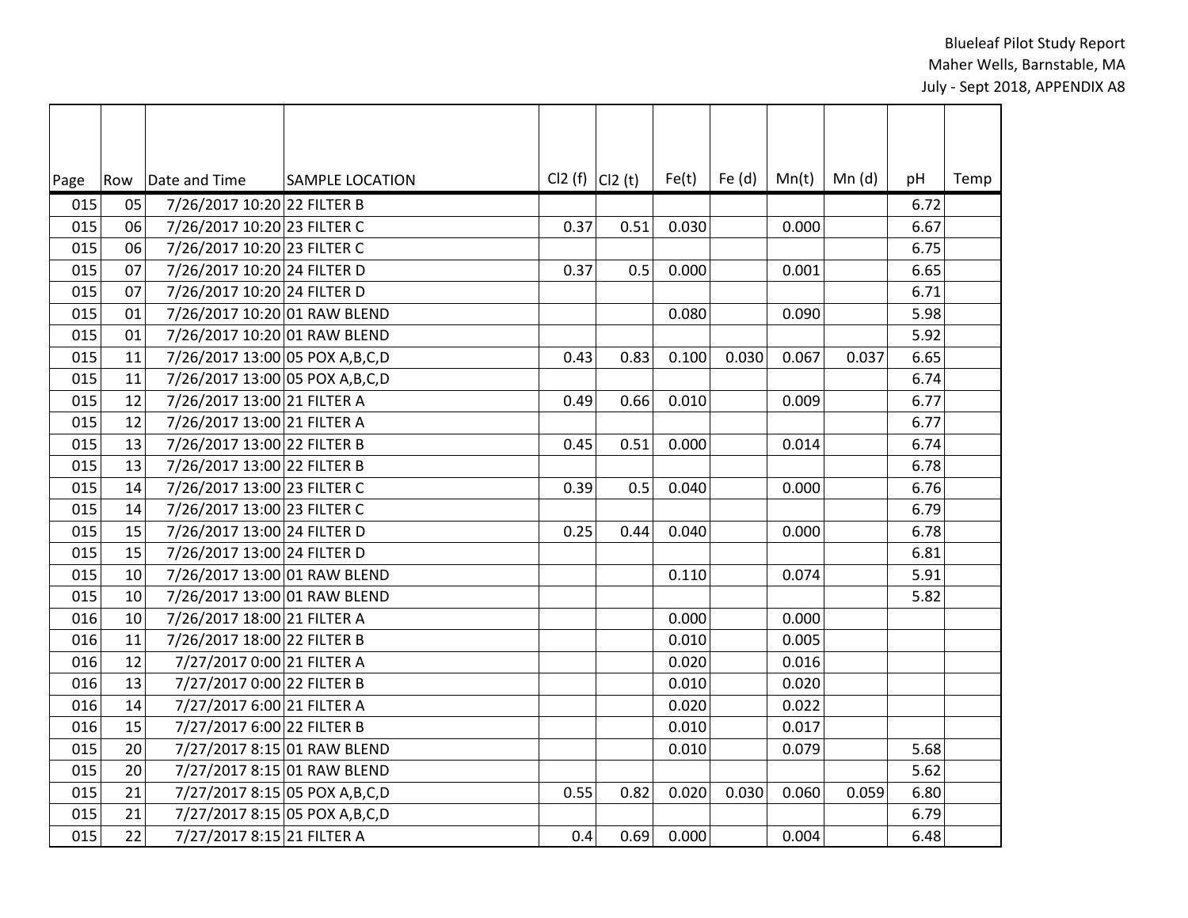| Page | Row | Date and Time | SAMPLE LOCATION | Cl2 (f) | Cl2 (t) | Fe(t) | Fe (d) | Mn(t) | Mn (d) | pH | Temp |
|---|---|---|---|---|---|---|---|---|---|---|---|
| 015 | 05 | 7/26/2017 10:20 | 22 FILTER B | | | | | | | 6.72 | |
| 015 | 06 | 7/26/2017 10:20 | 23 FILTER C | 0.37 | 0.51 | 0.030 | | 0.000 | | 6.67 | |
| 015 | 06 | 7/26/2017 10:20 | 23 FILTER C | | | | | | | 6.75 | |
| 015 | 07 | 7/26/2017 10:20 | 24 FILTER D | 0.37 | 0.5 | 0.000 | | 0.001 | | 6.65 | |
| 015 | 07 | 7/26/2017 10:20 | 24 FILTER D | | | | | | | 6.71 | |
| 015 | 01 | 7/26/2017 10:20 | 01 RAW BLEND | | | 0.080 | | 0.090 | | 5.98 | |
| 015 | 01 | 7/26/2017 10:20 | 01 RAW BLEND | | | | | | | 5.92 | |
| 015 | 11 | 7/26/2017 13:00 | 05 POX A,B,C,D | 0.43 | 0.83 | 0.100 | 0.030 | 0.067 | 0.037 | 6.65 | |
| 015 | 11 | 7/26/2017 13:00 | 05 POX A,B,C,D | | | | | | | 6.74 | |
| 015 | 12 | 7/26/2017 13:00 | 21 FILTER A | 0.49 | 0.66 | 0.010 | | 0.009 | | 6.77 | |
| 015 | 12 | 7/26/2017 13:00 | 21 FILTER A | | | | | | | 6.77 | |
| 015 | 13 | 7/26/2017 13:00 | 22 FILTER B | 0.45 | 0.51 | 0.000 | | 0.014 | | 6.74 | |
| 015 | 13 | 7/26/2017 13:00 | 22 FILTER B | | | | | | | 6.78 | |
| 015 | 14 | 7/26/2017 13:00 | 23 FILTER C | 0.39 | 0.5 | 0.040 | | 0.000 | | 6.76 | |
| 015 | 14 | 7/26/2017 13:00 | 23 FILTER C | | | | | | | 6.79 | |
| 015 | 15 | 7/26/2017 13:00 | 24 FILTER D | 0.25 | 0.44 | 0.040 | | 0.000 | | 6.78 | |
| 015 | 15 | 7/26/2017 13:00 | 24 FILTER D | | | | | | | 6.81 | |
| 015 | 10 | 7/26/2017 13:00 | 01 RAW BLEND | | | 0.110 | | 0.074 | | 5.91 | |
| 015 | 10 | 7/26/2017 13:00 | 01 RAW BLEND | | | | | | | 5.82 | |
| 016 | 10 | 7/26/2017 18:00 | 21 FILTER A | | | 0.000 | | 0.000 | | | |
| 016 | 11 | 7/26/2017 18:00 | 22 FILTER B | | | 0.010 | | 0.005 | | | |
| 016 | 12 | 7/27/2017 0:00 | 21 FILTER A | | | 0.020 | | 0.016 | | | |
| 016 | 13 | 7/27/2017 0:00 | 22 FILTER B | | | 0.010 | | 0.020 | | | |
| 016 | 14 | 7/27/2017 6:00 | 21 FILTER A | | | 0.020 | | 0.022 | | | |
| 016 | 15 | 7/27/2017 6:00 | 22 FILTER B | | | 0.010 | | 0.017 | | | |
| 015 | 20 | 7/27/2017 8:15 | 01 RAW BLEND | | | 0.010 | | 0.079 | | 5.68 | |
| 015 | 20 | 7/27/2017 8:15 | 01 RAW BLEND | | | | | | | 5.62 | |
| 015 | 21 | 7/27/2017 8:15 | 05 POX A,B,C,D | 0.55 | 0.82 | 0.020 | 0.030 | 0.060 | 0.059 | 6.80 | |
| 015 | 21 | 7/27/2017 8:15 | 05 POX A,B,C,D | | | | | | | 6.79 | |
| 015 | 22 | 7/27/2017 8:15 | 21 FILTER A | 0.4 | 0.69 | 0.000 | | 0.004 | | 6.48 | |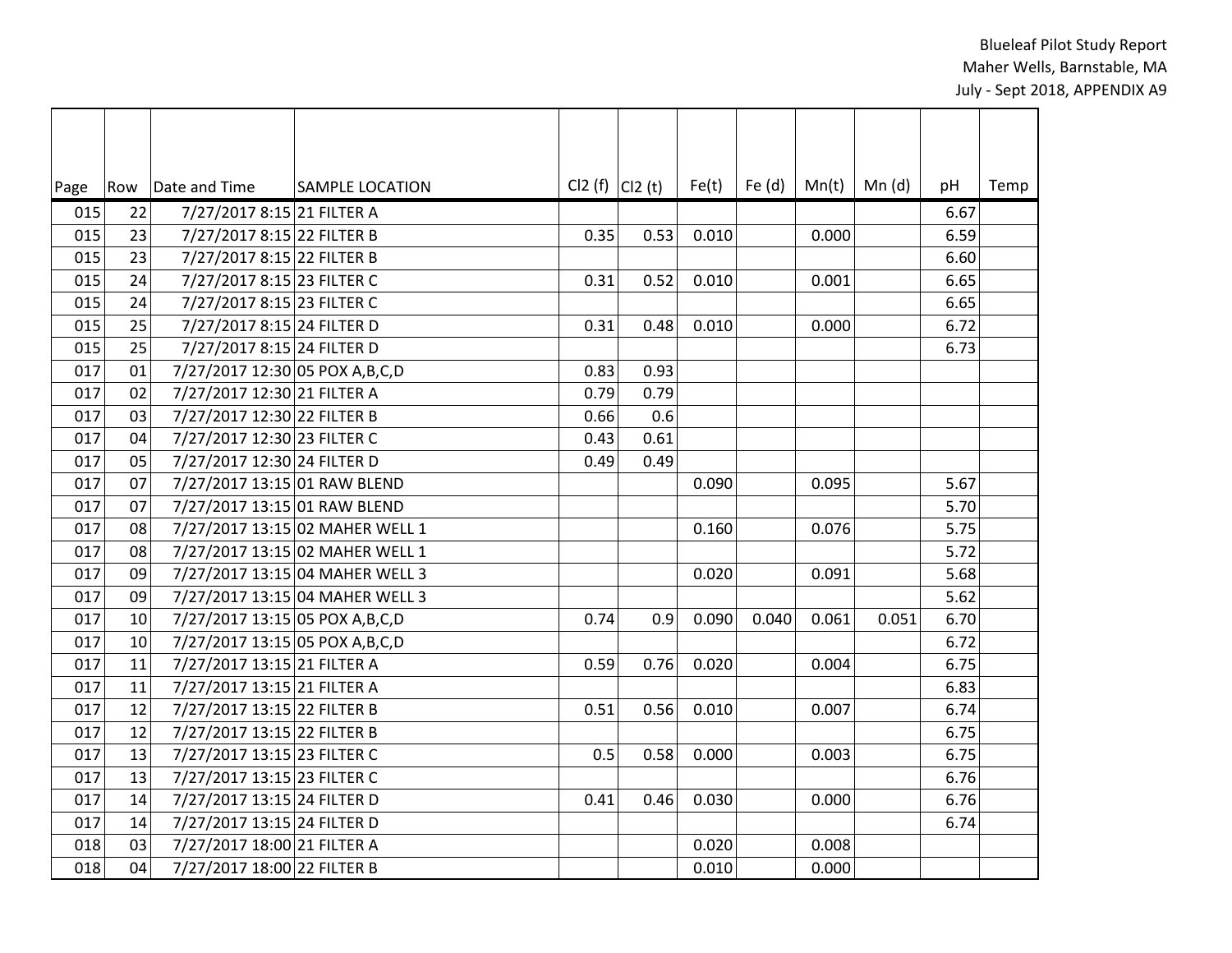| Page | Row | Date and Time | SAMPLE LOCATION | Cl2 (f) | Cl2 (t) | Fe(t) | Fe (d) | Mn(t) | Mn (d) | pH | Temp |
|---|---|---|---|---|---|---|---|---|---|---|---|
| 015 | 22 | 7/27/2017 8:15 | 21 FILTER A | | | | | | | 6.67 | |
| 015 | 23 | 7/27/2017 8:15 | 22 FILTER B | 0.35 | 0.53 | 0.010 | | 0.000 | | 6.59 | |
| 015 | 23 | 7/27/2017 8:15 | 22 FILTER B | | | | | | | 6.60 | |
| 015 | 24 | 7/27/2017 8:15 | 23 FILTER C | 0.31 | 0.52 | 0.010 | | 0.001 | | 6.65 | |
| 015 | 24 | 7/27/2017 8:15 | 23 FILTER C | | | | | | | 6.65 | |
| 015 | 25 | 7/27/2017 8:15 | 24 FILTER D | 0.31 | 0.48 | 0.010 | | 0.000 | | 6.72 | |
| 015 | 25 | 7/27/2017 8:15 | 24 FILTER D | | | | | | | 6.73 | |
| 017 | 01 | 7/27/2017 12:30 | 05 POX A,B,C,D | 0.83 | 0.93 | | | | | | |
| 017 | 02 | 7/27/2017 12:30 | 21 FILTER A | 0.79 | 0.79 | | | | | | |
| 017 | 03 | 7/27/2017 12:30 | 22 FILTER B | 0.66 | 0.6 | | | | | | |
| 017 | 04 | 7/27/2017 12:30 | 23 FILTER C | 0.43 | 0.61 | | | | | | |
| 017 | 05 | 7/27/2017 12:30 | 24 FILTER D | 0.49 | 0.49 | | | | | | |
| 017 | 07 | 7/27/2017 13:15 | 01 RAW BLEND | | | 0.090 | | 0.095 | | 5.67 | |
| 017 | 07 | 7/27/2017 13:15 | 01 RAW BLEND | | | | | | | 5.70 | |
| 017 | 08 | 7/27/2017 13:15 | 02 MAHER WELL 1 | | | 0.160 | | 0.076 | | 5.75 | |
| 017 | 08 | 7/27/2017 13:15 | 02 MAHER WELL 1 | | | | | | | 5.72 | |
| 017 | 09 | 7/27/2017 13:15 | 04 MAHER WELL 3 | | | 0.020 | | 0.091 | | 5.68 | |
| 017 | 09 | 7/27/2017 13:15 | 04 MAHER WELL 3 | | | | | | | 5.62 | |
| 017 | 10 | 7/27/2017 13:15 | 05 POX A,B,C,D | 0.74 | 0.9 | 0.090 | 0.040 | 0.061 | 0.051 | 6.70 | |
| 017 | 10 | 7/27/2017 13:15 | 05 POX A,B,C,D | | | | | | | 6.72 | |
| 017 | 11 | 7/27/2017 13:15 | 21 FILTER A | 0.59 | 0.76 | 0.020 | | 0.004 | | 6.75 | |
| 017 | 11 | 7/27/2017 13:15 | 21 FILTER A | | | | | | | 6.83 | |
| 017 | 12 | 7/27/2017 13:15 | 22 FILTER B | 0.51 | 0.56 | 0.010 | | 0.007 | | 6.74 | |
| 017 | 12 | 7/27/2017 13:15 | 22 FILTER B | | | | | | | 6.75 | |
| 017 | 13 | 7/27/2017 13:15 | 23 FILTER C | 0.5 | 0.58 | 0.000 | | 0.003 | | 6.75 | |
| 017 | 13 | 7/27/2017 13:15 | 23 FILTER C | | | | | | | 6.76 | |
| 017 | 14 | 7/27/2017 13:15 | 24 FILTER D | 0.41 | 0.46 | 0.030 | | 0.000 | | 6.76 | |
| 017 | 14 | 7/27/2017 13:15 | 24 FILTER D | | | | | | | 6.74 | |
| 018 | 03 | 7/27/2017 18:00 | 21 FILTER A | | | 0.020 | | 0.008 | | | |
| 018 | 04 | 7/27/2017 18:00 | 22 FILTER B | | | 0.010 | | 0.000 | | | |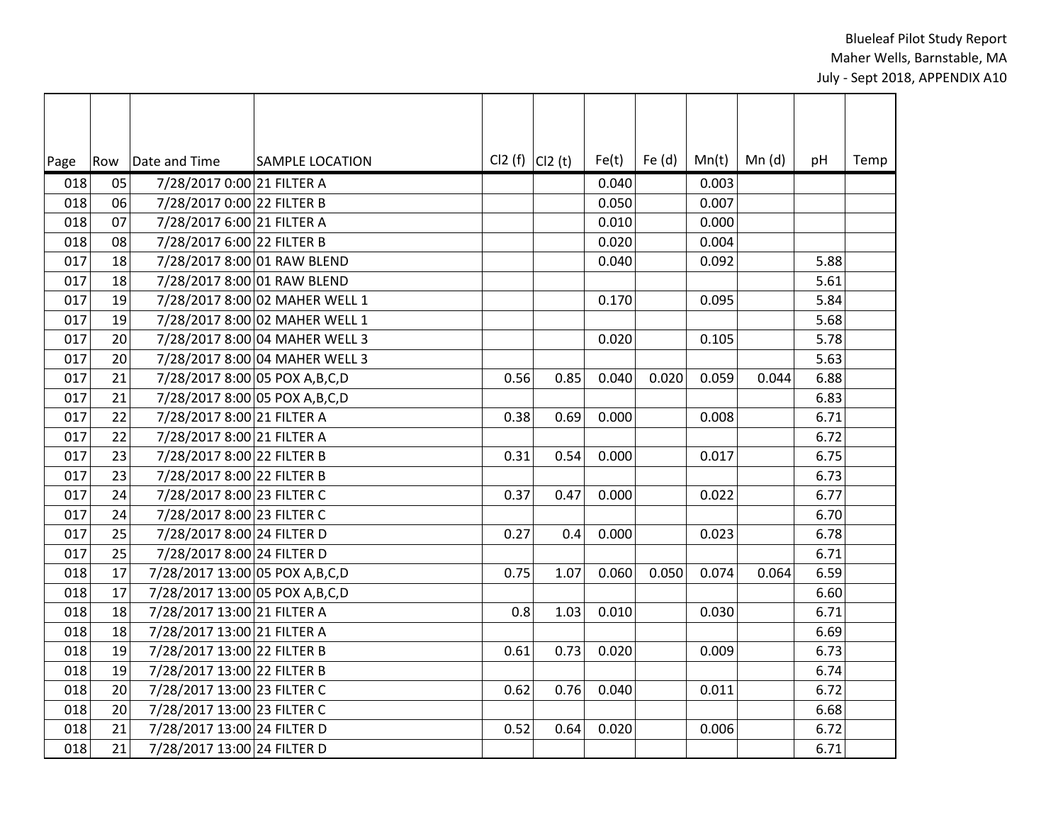| Page | Row | Date and Time | SAMPLE LOCATION | Cl2 (f) | Cl2 (t) | Fe(t) | Fe (d) | Mn(t) | Mn (d) | pH | Temp |
|---|---|---|---|---|---|---|---|---|---|---|---|
| 018 | 05 | 7/28/2017 0:00 | 21 FILTER A | | | 0.040 | | 0.003 | | | |
| 018 | 06 | 7/28/2017 0:00 | 22 FILTER B | | | 0.050 | | 0.007 | | | |
| 018 | 07 | 7/28/2017 6:00 | 21 FILTER A | | | 0.010 | | 0.000 | | | |
| 018 | 08 | 7/28/2017 6:00 | 22 FILTER B | | | 0.020 | | 0.004 | | | |
| 017 | 18 | 7/28/2017 8:00 | 01 RAW BLEND | | | 0.040 | | 0.092 | | 5.88 | |
| 017 | 18 | 7/28/2017 8:00 | 01 RAW BLEND | | | | | | | 5.61 | |
| 017 | 19 | 7/28/2017 8:00 | 02 MAHER WELL 1 | | | 0.170 | | 0.095 | | 5.84 | |
| 017 | 19 | 7/28/2017 8:00 | 02 MAHER WELL 1 | | | | | | | 5.68 | |
| 017 | 20 | 7/28/2017 8:00 | 04 MAHER WELL 3 | | | 0.020 | | 0.105 | | 5.78 | |
| 017 | 20 | 7/28/2017 8:00 | 04 MAHER WELL 3 | | | | | | | 5.63 | |
| 017 | 21 | 7/28/2017 8:00 | 05 POX A,B,C,D | 0.56 | 0.85 | 0.040 | 0.020 | 0.059 | 0.044 | 6.88 | |
| 017 | 21 | 7/28/2017 8:00 | 05 POX A,B,C,D | | | | | | | 6.83 | |
| 017 | 22 | 7/28/2017 8:00 | 21 FILTER A | 0.38 | 0.69 | 0.000 | | 0.008 | | 6.71 | |
| 017 | 22 | 7/28/2017 8:00 | 21 FILTER A | | | | | | | 6.72 | |
| 017 | 23 | 7/28/2017 8:00 | 22 FILTER B | 0.31 | 0.54 | 0.000 | | 0.017 | | 6.75 | |
| 017 | 23 | 7/28/2017 8:00 | 22 FILTER B | | | | | | | 6.73 | |
| 017 | 24 | 7/28/2017 8:00 | 23 FILTER C | 0.37 | 0.47 | 0.000 | | 0.022 | | 6.77 | |
| 017 | 24 | 7/28/2017 8:00 | 23 FILTER C | | | | | | | 6.70 | |
| 017 | 25 | 7/28/2017 8:00 | 24 FILTER D | 0.27 | 0.4 | 0.000 | | 0.023 | | 6.78 | |
| 017 | 25 | 7/28/2017 8:00 | 24 FILTER D | | | | | | | 6.71 | |
| 018 | 17 | 7/28/2017 13:00 | 05 POX A,B,C,D | 0.75 | 1.07 | 0.060 | 0.050 | 0.074 | 0.064 | 6.59 | |
| 018 | 17 | 7/28/2017 13:00 | 05 POX A,B,C,D | | | | | | | 6.60 | |
| 018 | 18 | 7/28/2017 13:00 | 21 FILTER A | 0.8 | 1.03 | 0.010 | | 0.030 | | 6.71 | |
| 018 | 18 | 7/28/2017 13:00 | 21 FILTER A | | | | | | | 6.69 | |
| 018 | 19 | 7/28/2017 13:00 | 22 FILTER B | 0.61 | 0.73 | 0.020 | | 0.009 | | 6.73 | |
| 018 | 19 | 7/28/2017 13:00 | 22 FILTER B | | | | | | | 6.74 | |
| 018 | 20 | 7/28/2017 13:00 | 23 FILTER C | 0.62 | 0.76 | 0.040 | | 0.011 | | 6.72 | |
| 018 | 20 | 7/28/2017 13:00 | 23 FILTER C | | | | | | | 6.68 | |
| 018 | 21 | 7/28/2017 13:00 | 24 FILTER D | 0.52 | 0.64 | 0.020 | | 0.006 | | 6.72 | |
| 018 | 21 | 7/28/2017 13:00 | 24 FILTER D | | | | | | | 6.71 | |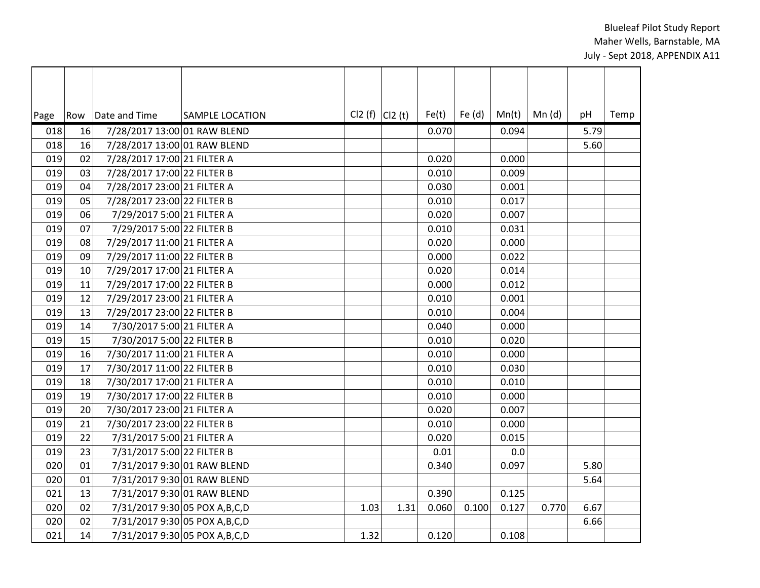| Page | Row | Date and Time | SAMPLE LOCATION | Cl2 (f) | Cl2 (t) | Fe(t) | Fe (d) | Mn(t) | Mn (d) | pH | Temp |
|---|---|---|---|---|---|---|---|---|---|---|---|
| 018 | 16 | 7/28/2017 13:00 | 01 RAW BLEND | | | 0.070 | | 0.094 | | 5.79 | |
| 018 | 16 | 7/28/2017 13:00 | 01 RAW BLEND | | | | | | | 5.60 | |
| 019 | 02 | 7/28/2017 17:00 | 21 FILTER A | | | 0.020 | | 0.000 | | | |
| 019 | 03 | 7/28/2017 17:00 | 22 FILTER B | | | 0.010 | | 0.009 | | | |
| 019 | 04 | 7/28/2017 23:00 | 21 FILTER A | | | 0.030 | | 0.001 | | | |
| 019 | 05 | 7/28/2017 23:00 | 22 FILTER B | | | 0.010 | | 0.017 | | | |
| 019 | 06 | 7/29/2017 5:00 | 21 FILTER A | | | 0.020 | | 0.007 | | | |
| 019 | 07 | 7/29/2017 5:00 | 22 FILTER B | | | 0.010 | | 0.031 | | | |
| 019 | 08 | 7/29/2017 11:00 | 21 FILTER A | | | 0.020 | | 0.000 | | | |
| 019 | 09 | 7/29/2017 11:00 | 22 FILTER B | | | 0.000 | | 0.022 | | | |
| 019 | 10 | 7/29/2017 17:00 | 21 FILTER A | | | 0.020 | | 0.014 | | | |
| 019 | 11 | 7/29/2017 17:00 | 22 FILTER B | | | 0.000 | | 0.012 | | | |
| 019 | 12 | 7/29/2017 23:00 | 21 FILTER A | | | 0.010 | | 0.001 | | | |
| 019 | 13 | 7/29/2017 23:00 | 22 FILTER B | | | 0.010 | | 0.004 | | | |
| 019 | 14 | 7/30/2017 5:00 | 21 FILTER A | | | 0.040 | | 0.000 | | | |
| 019 | 15 | 7/30/2017 5:00 | 22 FILTER B | | | 0.010 | | 0.020 | | | |
| 019 | 16 | 7/30/2017 11:00 | 21 FILTER A | | | 0.010 | | 0.000 | | | |
| 019 | 17 | 7/30/2017 11:00 | 22 FILTER B | | | 0.010 | | 0.030 | | | |
| 019 | 18 | 7/30/2017 17:00 | 21 FILTER A | | | 0.010 | | 0.010 | | | |
| 019 | 19 | 7/30/2017 17:00 | 22 FILTER B | | | 0.010 | | 0.000 | | | |
| 019 | 20 | 7/30/2017 23:00 | 21 FILTER A | | | 0.020 | | 0.007 | | | |
| 019 | 21 | 7/30/2017 23:00 | 22 FILTER B | | | 0.010 | | 0.000 | | | |
| 019 | 22 | 7/31/2017 5:00 | 21 FILTER A | | | 0.020 | | 0.015 | | | |
| 019 | 23 | 7/31/2017 5:00 | 22 FILTER B | | | 0.01 | | 0.0 | | | |
| 020 | 01 | 7/31/2017 9:30 | 01 RAW BLEND | | | 0.340 | | 0.097 | | 5.80 | |
| 020 | 01 | 7/31/2017 9:30 | 01 RAW BLEND | | | | | | | 5.64 | |
| 021 | 13 | 7/31/2017 9:30 | 01 RAW BLEND | | | 0.390 | | 0.125 | | | |
| 020 | 02 | 7/31/2017 9:30 | 05 POX A,B,C,D | 1.03 | 1.31 | 0.060 | 0.100 | 0.127 | 0.770 | 6.67 | |
| 020 | 02 | 7/31/2017 9:30 | 05 POX A,B,C,D | | | | | | | 6.66 | |
| 021 | 14 | 7/31/2017 9:30 | 05 POX A,B,C,D | 1.32 | | 0.120 | | 0.108 | | | |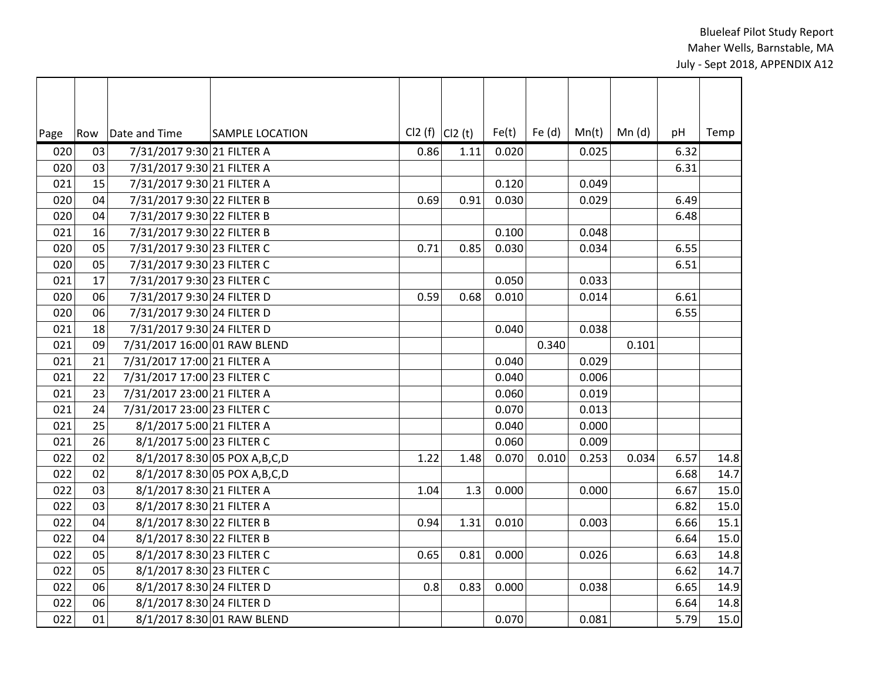| Page | Row | Date and Time | SAMPLE LOCATION | Cl2 (f) | Cl2 (t) | Fe(t) | Fe (d) | Mn(t) | Mn (d) | pH | Temp |
|---|---|---|---|---|---|---|---|---|---|---|---|
| 020 | 03 | 7/31/2017 9:30 | 21 FILTER A | 0.86 | 1.11 | 0.020 | | 0.025 | | 6.32 | |
| 020 | 03 | 7/31/2017 9:30 | 21 FILTER A | | | | | | | 6.31 | |
| 021 | 15 | 7/31/2017 9:30 | 21 FILTER A | | | 0.120 | | 0.049 | | | |
| 020 | 04 | 7/31/2017 9:30 | 22 FILTER B | 0.69 | 0.91 | 0.030 | | 0.029 | | 6.49 | |
| 020 | 04 | 7/31/2017 9:30 | 22 FILTER B | | | | | | | 6.48 | |
| 021 | 16 | 7/31/2017 9:30 | 22 FILTER B | | | 0.100 | | 0.048 | | | |
| 020 | 05 | 7/31/2017 9:30 | 23 FILTER C | 0.71 | 0.85 | 0.030 | | 0.034 | | 6.55 | |
| 020 | 05 | 7/31/2017 9:30 | 23 FILTER C | | | | | | | 6.51 | |
| 021 | 17 | 7/31/2017 9:30 | 23 FILTER C | | | 0.050 | | 0.033 | | | |
| 020 | 06 | 7/31/2017 9:30 | 24 FILTER D | 0.59 | 0.68 | 0.010 | | 0.014 | | 6.61 | |
| 020 | 06 | 7/31/2017 9:30 | 24 FILTER D | | | | | | | 6.55 | |
| 021 | 18 | 7/31/2017 9:30 | 24 FILTER D | | | 0.040 | | 0.038 | | | |
| 021 | 09 | 7/31/2017 16:00 | 01 RAW BLEND | | | | 0.340 | | 0.101 | | |
| 021 | 21 | 7/31/2017 17:00 | 21 FILTER A | | | 0.040 | | 0.029 | | | |
| 021 | 22 | 7/31/2017 17:00 | 23 FILTER C | | | 0.040 | | 0.006 | | | |
| 021 | 23 | 7/31/2017 23:00 | 21 FILTER A | | | 0.060 | | 0.019 | | | |
| 021 | 24 | 7/31/2017 23:00 | 23 FILTER C | | | 0.070 | | 0.013 | | | |
| 021 | 25 | 8/1/2017 5:00 | 21 FILTER A | | | 0.040 | | 0.000 | | | |
| 021 | 26 | 8/1/2017 5:00 | 23 FILTER C | | | 0.060 | | 0.009 | | | |
| 022 | 02 | 8/1/2017 8:30 | 05 POX A,B,C,D | 1.22 | 1.48 | 0.070 | 0.010 | 0.253 | 0.034 | 6.57 | 14.8 |
| 022 | 02 | 8/1/2017 8:30 | 05 POX A,B,C,D | | | | | | | 6.68 | 14.7 |
| 022 | 03 | 8/1/2017 8:30 | 21 FILTER A | 1.04 | 1.3 | 0.000 | | 0.000 | | 6.67 | 15.0 |
| 022 | 03 | 8/1/2017 8:30 | 21 FILTER A | | | | | | | 6.82 | 15.0 |
| 022 | 04 | 8/1/2017 8:30 | 22 FILTER B | 0.94 | 1.31 | 0.010 | | 0.003 | | 6.66 | 15.1 |
| 022 | 04 | 8/1/2017 8:30 | 22 FILTER B | | | | | | | 6.64 | 15.0 |
| 022 | 05 | 8/1/2017 8:30 | 23 FILTER C | 0.65 | 0.81 | 0.000 | | 0.026 | | 6.63 | 14.8 |
| 022 | 05 | 8/1/2017 8:30 | 23 FILTER C | | | | | | | 6.62 | 14.7 |
| 022 | 06 | 8/1/2017 8:30 | 24 FILTER D | 0.8 | 0.83 | 0.000 | | 0.038 | | 6.65 | 14.9 |
| 022 | 06 | 8/1/2017 8:30 | 24 FILTER D | | | | | | | 6.64 | 14.8 |
| 022 | 01 | 8/1/2017 8:30 | 01 RAW BLEND | | | 0.070 | | 0.081 | | 5.79 | 15.0 |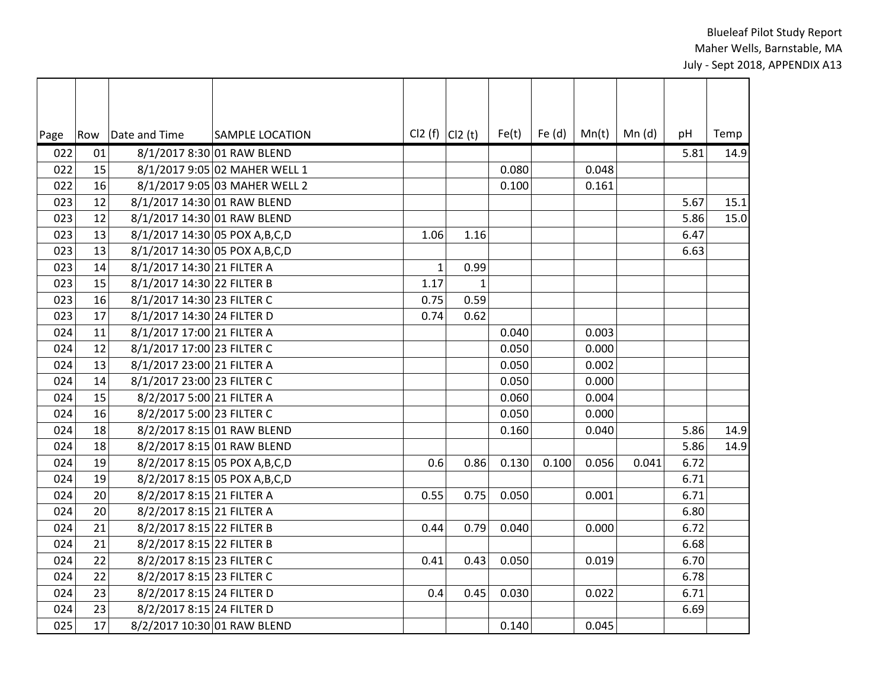| Page | Row | Date and Time | SAMPLE LOCATION | Cl2 (f) | Cl2 (t) | Fe(t) | Fe (d) | Mn(t) | Mn (d) | pH | Temp |
|---|---|---|---|---|---|---|---|---|---|---|---|
| 022 | 01 | 8/1/2017 8:30 | 01 RAW BLEND | | | | | | | 5.81 | 14.9 |
| 022 | 15 | 8/1/2017 9:05 | 02 MAHER WELL 1 | | | 0.080 | | 0.048 | | | |
| 022 | 16 | 8/1/2017 9:05 | 03 MAHER WELL 2 | | | 0.100 | | 0.161 | | | |
| 023 | 12 | 8/1/2017 14:30 | 01 RAW BLEND | | | | | | | 5.67 | 15.1 |
| 023 | 12 | 8/1/2017 14:30 | 01 RAW BLEND | | | | | | | 5.86 | 15.0 |
| 023 | 13 | 8/1/2017 14:30 | 05 POX A,B,C,D | 1.06 | 1.16 | | | | | 6.47 | |
| 023 | 13 | 8/1/2017 14:30 | 05 POX A,B,C,D | | | | | | | 6.63 | |
| 023 | 14 | 8/1/2017 14:30 | 21 FILTER A | 1 | 0.99 | | | | | | |
| 023 | 15 | 8/1/2017 14:30 | 22 FILTER B | 1.17 | 1 | | | | | | |
| 023 | 16 | 8/1/2017 14:30 | 23 FILTER C | 0.75 | 0.59 | | | | | | |
| 023 | 17 | 8/1/2017 14:30 | 24 FILTER D | 0.74 | 0.62 | | | | | | |
| 024 | 11 | 8/1/2017 17:00 | 21 FILTER A | | | 0.040 | | 0.003 | | | |
| 024 | 12 | 8/1/2017 17:00 | 23 FILTER C | | | 0.050 | | 0.000 | | | |
| 024 | 13 | 8/1/2017 23:00 | 21 FILTER A | | | 0.050 | | 0.002 | | | |
| 024 | 14 | 8/1/2017 23:00 | 23 FILTER C | | | 0.050 | | 0.000 | | | |
| 024 | 15 | 8/2/2017 5:00 | 21 FILTER A | | | 0.060 | | 0.004 | | | |
| 024 | 16 | 8/2/2017 5:00 | 23 FILTER C | | | 0.050 | | 0.000 | | | |
| 024 | 18 | 8/2/2017 8:15 | 01 RAW BLEND | | | 0.160 | | 0.040 | | 5.86 | 14.9 |
| 024 | 18 | 8/2/2017 8:15 | 01 RAW BLEND | | | | | | | 5.86 | 14.9 |
| 024 | 19 | 8/2/2017 8:15 | 05 POX A,B,C,D | 0.6 | 0.86 | 0.130 | 0.100 | 0.056 | 0.041 | 6.72 | |
| 024 | 19 | 8/2/2017 8:15 | 05 POX A,B,C,D | | | | | | | 6.71 | |
| 024 | 20 | 8/2/2017 8:15 | 21 FILTER A | 0.55 | 0.75 | 0.050 | | 0.001 | | 6.71 | |
| 024 | 20 | 8/2/2017 8:15 | 21 FILTER A | | | | | | | 6.80 | |
| 024 | 21 | 8/2/2017 8:15 | 22 FILTER B | 0.44 | 0.79 | 0.040 | | 0.000 | | 6.72 | |
| 024 | 21 | 8/2/2017 8:15 | 22 FILTER B | | | | | | | 6.68 | |
| 024 | 22 | 8/2/2017 8:15 | 23 FILTER C | 0.41 | 0.43 | 0.050 | | 0.019 | | 6.70 | |
| 024 | 22 | 8/2/2017 8:15 | 23 FILTER C | | | | | | | 6.78 | |
| 024 | 23 | 8/2/2017 8:15 | 24 FILTER D | 0.4 | 0.45 | 0.030 | | 0.022 | | 6.71 | |
| 024 | 23 | 8/2/2017 8:15 | 24 FILTER D | | | | | | | 6.69 | |
| 025 | 17 | 8/2/2017 10:30 | 01 RAW BLEND | | | 0.140 | | 0.045 | | | |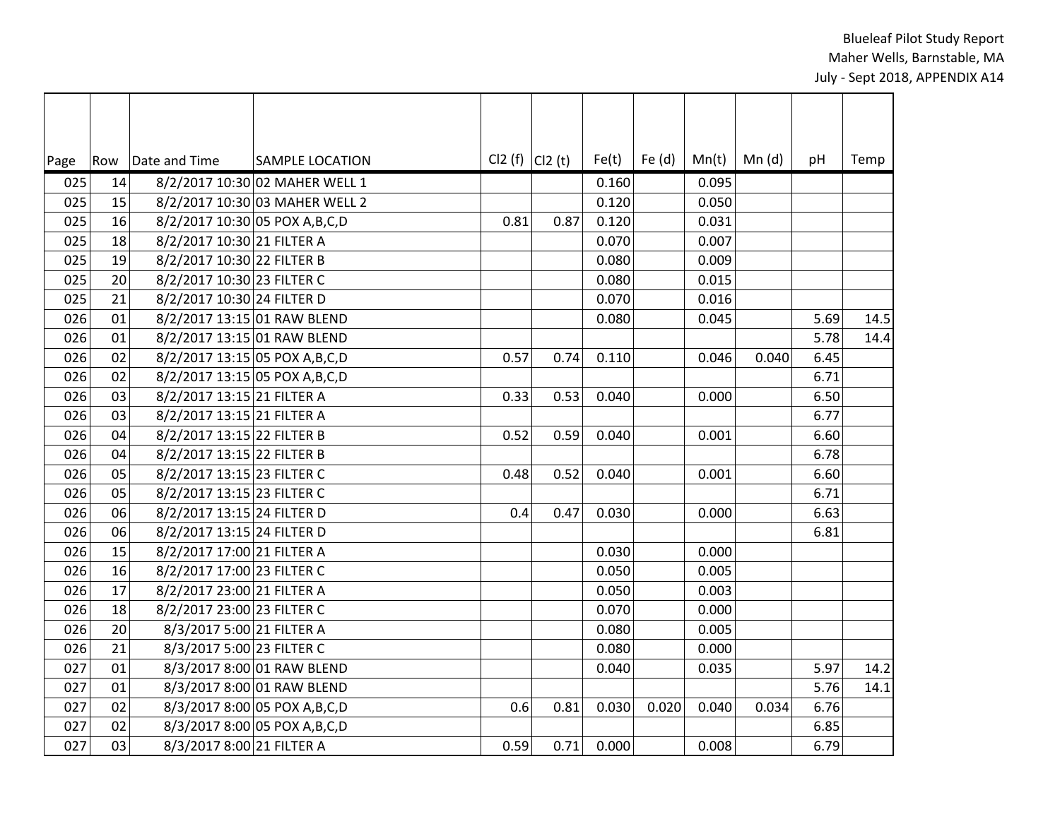| Page | Row | Date and Time | SAMPLE LOCATION | Cl2 (f) | Cl2 (t) | Fe(t) | Fe (d) | Mn(t) | Mn (d) | pH | Temp |
|---|---|---|---|---|---|---|---|---|---|---|---|
| 025 | 14 | 8/2/2017 10:30 | 02 MAHER WELL 1 | | | 0.160 | | 0.095 | | | |
| 025 | 15 | 8/2/2017 10:30 | 03 MAHER WELL 2 | | | 0.120 | | 0.050 | | | |
| 025 | 16 | 8/2/2017 10:30 | 05 POX A,B,C,D | 0.81 | 0.87 | 0.120 | | 0.031 | | | |
| 025 | 18 | 8/2/2017 10:30 | 21 FILTER A | | | 0.070 | | 0.007 | | | |
| 025 | 19 | 8/2/2017 10:30 | 22 FILTER B | | | 0.080 | | 0.009 | | | |
| 025 | 20 | 8/2/2017 10:30 | 23 FILTER C | | | 0.080 | | 0.015 | | | |
| 025 | 21 | 8/2/2017 10:30 | 24 FILTER D | | | 0.070 | | 0.016 | | | |
| 026 | 01 | 8/2/2017 13:15 | 01 RAW BLEND | | | 0.080 | | 0.045 | | 5.69 | 14.5 |
| 026 | 01 | 8/2/2017 13:15 | 01 RAW BLEND | | | | | | | 5.78 | 14.4 |
| 026 | 02 | 8/2/2017 13:15 | 05 POX A,B,C,D | 0.57 | 0.74 | 0.110 | | 0.046 | 0.040 | 6.45 | |
| 026 | 02 | 8/2/2017 13:15 | 05 POX A,B,C,D | | | | | | | 6.71 | |
| 026 | 03 | 8/2/2017 13:15 | 21 FILTER A | 0.33 | 0.53 | 0.040 | | 0.000 | | 6.50 | |
| 026 | 03 | 8/2/2017 13:15 | 21 FILTER A | | | | | | | 6.77 | |
| 026 | 04 | 8/2/2017 13:15 | 22 FILTER B | 0.52 | 0.59 | 0.040 | | 0.001 | | 6.60 | |
| 026 | 04 | 8/2/2017 13:15 | 22 FILTER B | | | | | | | 6.78 | |
| 026 | 05 | 8/2/2017 13:15 | 23 FILTER C | 0.48 | 0.52 | 0.040 | | 0.001 | | 6.60 | |
| 026 | 05 | 8/2/2017 13:15 | 23 FILTER C | | | | | | | 6.71 | |
| 026 | 06 | 8/2/2017 13:15 | 24 FILTER D | 0.4 | 0.47 | 0.030 | | 0.000 | | 6.63 | |
| 026 | 06 | 8/2/2017 13:15 | 24 FILTER D | | | | | | | 6.81 | |
| 026 | 15 | 8/2/2017 17:00 | 21 FILTER A | | | 0.030 | | 0.000 | | | |
| 026 | 16 | 8/2/2017 17:00 | 23 FILTER C | | | 0.050 | | 0.005 | | | |
| 026 | 17 | 8/2/2017 23:00 | 21 FILTER A | | | 0.050 | | 0.003 | | | |
| 026 | 18 | 8/2/2017 23:00 | 23 FILTER C | | | 0.070 | | 0.000 | | | |
| 026 | 20 | 8/3/2017 5:00 | 21 FILTER A | | | 0.080 | | 0.005 | | | |
| 026 | 21 | 8/3/2017 5:00 | 23 FILTER C | | | 0.080 | | 0.000 | | | |
| 027 | 01 | 8/3/2017 8:00 | 01 RAW BLEND | | | 0.040 | | 0.035 | | 5.97 | 14.2 |
| 027 | 01 | 8/3/2017 8:00 | 01 RAW BLEND | | | | | | | 5.76 | 14.1 |
| 027 | 02 | 8/3/2017 8:00 | 05 POX A,B,C,D | 0.6 | 0.81 | 0.030 | 0.020 | 0.040 | 0.034 | 6.76 | |
| 027 | 02 | 8/3/2017 8:00 | 05 POX A,B,C,D | | | | | | | 6.85 | |
| 027 | 03 | 8/3/2017 8:00 | 21 FILTER A | 0.59 | 0.71 | 0.000 | | 0.008 | | 6.79 | |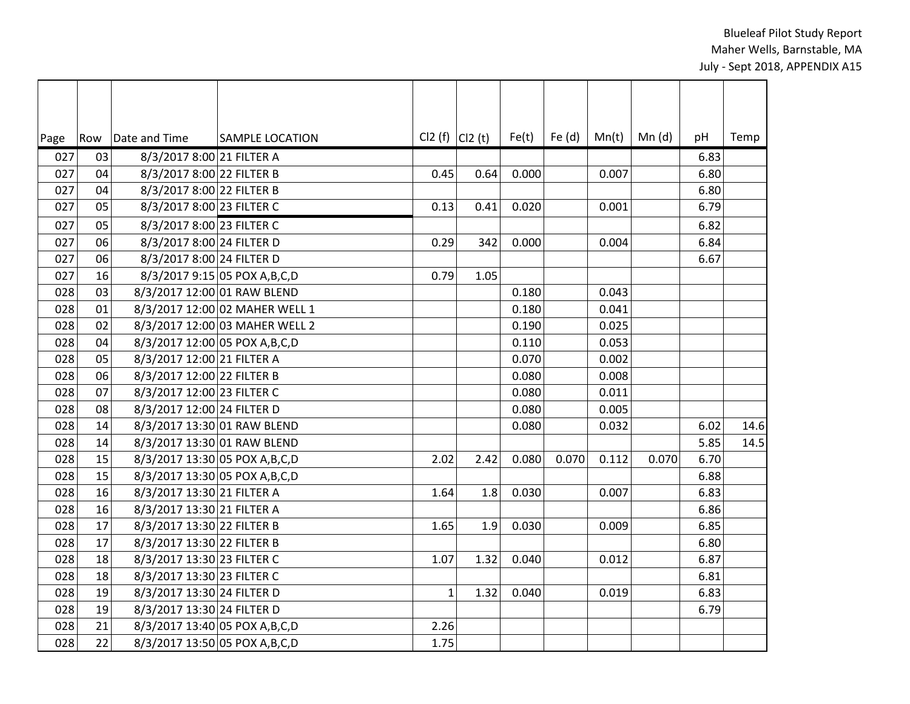| Page | Row | Date and Time | SAMPLE LOCATION | Cl2 (f) | Cl2 (t) | Fe(t) | Fe (d) | Mn(t) | Mn (d) | pH | Temp |
|---|---|---|---|---|---|---|---|---|---|---|---|
| 027 | 03 | 8/3/2017 8:00 | 21 FILTER A | | | | | | | 6.83 | |
| 027 | 04 | 8/3/2017 8:00 | 22 FILTER B | 0.45 | 0.64 | 0.000 | | 0.007 | | 6.80 | |
| 027 | 04 | 8/3/2017 8:00 | 22 FILTER B | | | | | | | 6.80 | |
| 027 | 05 | 8/3/2017 8:00 | 23 FILTER C | 0.13 | 0.41 | 0.020 | | 0.001 | | 6.79 | |
| 027 | 05 | 8/3/2017 8:00 | 23 FILTER C | | | | | | | 6.82 | |
| 027 | 06 | 8/3/2017 8:00 | 24 FILTER D | 0.29 | 342 | 0.000 | | 0.004 | | 6.84 | |
| 027 | 06 | 8/3/2017 8:00 | 24 FILTER D | | | | | | | 6.67 | |
| 027 | 16 | 8/3/2017 9:15 | 05 POX A,B,C,D | 0.79 | 1.05 | | | | | | |
| 028 | 03 | 8/3/2017 12:00 | 01 RAW BLEND | | | 0.180 | | 0.043 | | | |
| 028 | 01 | 8/3/2017 12:00 | 02 MAHER WELL 1 | | | 0.180 | | 0.041 | | | |
| 028 | 02 | 8/3/2017 12:00 | 03 MAHER WELL 2 | | | 0.190 | | 0.025 | | | |
| 028 | 04 | 8/3/2017 12:00 | 05 POX A,B,C,D | | | 0.110 | | 0.053 | | | |
| 028 | 05 | 8/3/2017 12:00 | 21 FILTER A | | | 0.070 | | 0.002 | | | |
| 028 | 06 | 8/3/2017 12:00 | 22 FILTER B | | | 0.080 | | 0.008 | | | |
| 028 | 07 | 8/3/2017 12:00 | 23 FILTER C | | | 0.080 | | 0.011 | | | |
| 028 | 08 | 8/3/2017 12:00 | 24 FILTER D | | | 0.080 | | 0.005 | | | |
| 028 | 14 | 8/3/2017 13:30 | 01 RAW BLEND | | | 0.080 | | 0.032 | | 6.02 | 14.6 |
| 028 | 14 | 8/3/2017 13:30 | 01 RAW BLEND | | | | | | | 5.85 | 14.5 |
| 028 | 15 | 8/3/2017 13:30 | 05 POX A,B,C,D | 2.02 | 2.42 | 0.080 | 0.070 | 0.112 | 0.070 | 6.70 | |
| 028 | 15 | 8/3/2017 13:30 | 05 POX A,B,C,D | | | | | | | 6.88 | |
| 028 | 16 | 8/3/2017 13:30 | 21 FILTER A | 1.64 | 1.8 | 0.030 | | 0.007 | | 6.83 | |
| 028 | 16 | 8/3/2017 13:30 | 21 FILTER A | | | | | | | 6.86 | |
| 028 | 17 | 8/3/2017 13:30 | 22 FILTER B | 1.65 | 1.9 | 0.030 | | 0.009 | | 6.85 | |
| 028 | 17 | 8/3/2017 13:30 | 22 FILTER B | | | | | | | 6.80 | |
| 028 | 18 | 8/3/2017 13:30 | 23 FILTER C | 1.07 | 1.32 | 0.040 | | 0.012 | | 6.87 | |
| 028 | 18 | 8/3/2017 13:30 | 23 FILTER C | | | | | | | 6.81 | |
| 028 | 19 | 8/3/2017 13:30 | 24 FILTER D | 1 | 1.32 | 0.040 | | 0.019 | | 6.83 | |
| 028 | 19 | 8/3/2017 13:30 | 24 FILTER D | | | | | | | 6.79 | |
| 028 | 21 | 8/3/2017 13:40 | 05 POX A,B,C,D | 2.26 | | | | | | | |
| 028 | 22 | 8/3/2017 13:50 | 05 POX A,B,C,D | 1.75 | | | | | | | |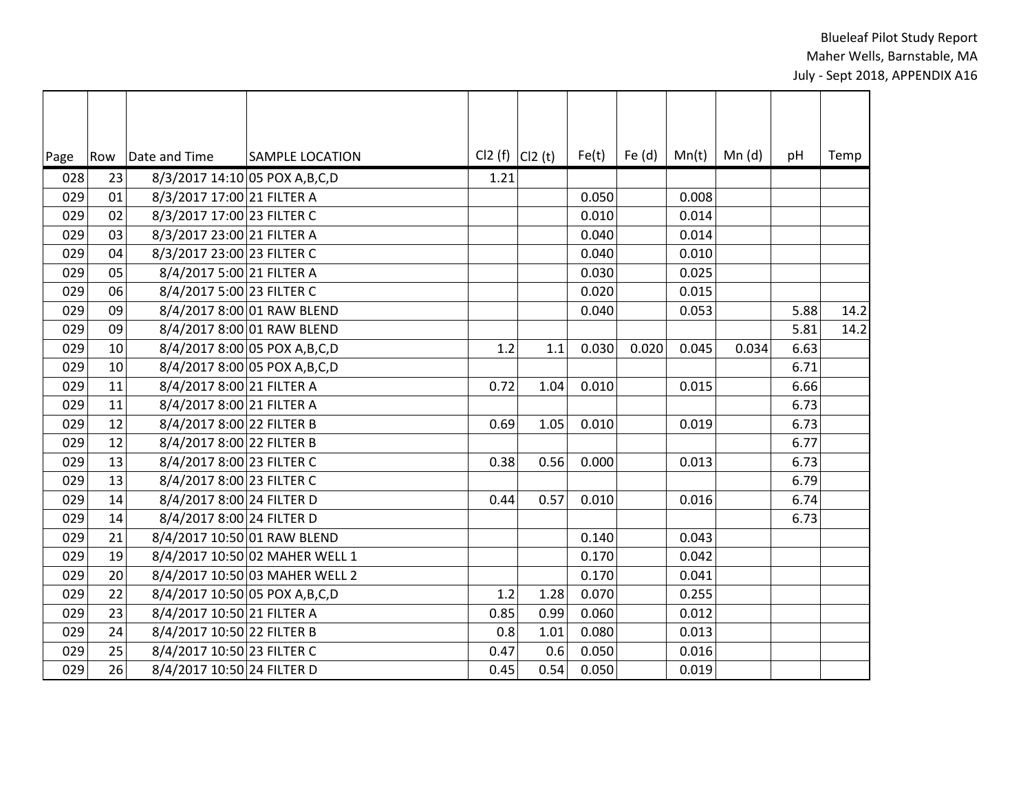| Page | Row | Date and Time | SAMPLE LOCATION | Cl2 (f) | Cl2 (t) | Fe(t) | Fe (d) | Mn(t) | Mn (d) | pH | Temp |
|---|---|---|---|---|---|---|---|---|---|---|---|
| 028 | 23 | 8/3/2017 14:10 | 05 POX A,B,C,D | 1.21 | | | | | | | |
| 029 | 01 | 8/3/2017 17:00 | 21 FILTER A | | | 0.050 | | 0.008 | | | |
| 029 | 02 | 8/3/2017 17:00 | 23 FILTER C | | | 0.010 | | 0.014 | | | |
| 029 | 03 | 8/3/2017 23:00 | 21 FILTER A | | | 0.040 | | 0.014 | | | |
| 029 | 04 | 8/3/2017 23:00 | 23 FILTER C | | | 0.040 | | 0.010 | | | |
| 029 | 05 | 8/4/2017 5:00 | 21 FILTER A | | | 0.030 | | 0.025 | | | |
| 029 | 06 | 8/4/2017 5:00 | 23 FILTER C | | | 0.020 | | 0.015 | | | |
| 029 | 09 | 8/4/2017 8:00 | 01 RAW BLEND | | | 0.040 | | 0.053 | | 5.88 | 14.2 |
| 029 | 09 | 8/4/2017 8:00 | 01 RAW BLEND | | | | | | | 5.81 | 14.2 |
| 029 | 10 | 8/4/2017 8:00 | 05 POX A,B,C,D | 1.2 | 1.1 | 0.030 | 0.020 | 0.045 | 0.034 | 6.63 | |
| 029 | 10 | 8/4/2017 8:00 | 05 POX A,B,C,D | | | | | | | 6.71 | |
| 029 | 11 | 8/4/2017 8:00 | 21 FILTER A | 0.72 | 1.04 | 0.010 | | 0.015 | | 6.66 | |
| 029 | 11 | 8/4/2017 8:00 | 21 FILTER A | | | | | | | 6.73 | |
| 029 | 12 | 8/4/2017 8:00 | 22 FILTER B | 0.69 | 1.05 | 0.010 | | 0.019 | | 6.73 | |
| 029 | 12 | 8/4/2017 8:00 | 22 FILTER B | | | | | | | 6.77 | |
| 029 | 13 | 8/4/2017 8:00 | 23 FILTER C | 0.38 | 0.56 | 0.000 | | 0.013 | | 6.73 | |
| 029 | 13 | 8/4/2017 8:00 | 23 FILTER C | | | | | | | 6.79 | |
| 029 | 14 | 8/4/2017 8:00 | 24 FILTER D | 0.44 | 0.57 | 0.010 | | 0.016 | | 6.74 | |
| 029 | 14 | 8/4/2017 8:00 | 24 FILTER D | | | | | | | 6.73 | |
| 029 | 21 | 8/4/2017 10:50 | 01 RAW BLEND | | | 0.140 | | 0.043 | | | |
| 029 | 19 | 8/4/2017 10:50 | 02 MAHER WELL 1 | | | 0.170 | | 0.042 | | | |
| 029 | 20 | 8/4/2017 10:50 | 03 MAHER WELL 2 | | | 0.170 | | 0.041 | | | |
| 029 | 22 | 8/4/2017 10:50 | 05 POX A,B,C,D | 1.2 | 1.28 | 0.070 | | 0.255 | | | |
| 029 | 23 | 8/4/2017 10:50 | 21 FILTER A | 0.85 | 0.99 | 0.060 | | 0.012 | | | |
| 029 | 24 | 8/4/2017 10:50 | 22 FILTER B | 0.8 | 1.01 | 0.080 | | 0.013 | | | |
| 029 | 25 | 8/4/2017 10:50 | 23 FILTER C | 0.47 | 0.6 | 0.050 | | 0.016 | | | |
| 029 | 26 | 8/4/2017 10:50 | 24 FILTER D | 0.45 | 0.54 | 0.050 | | 0.019 | | | |